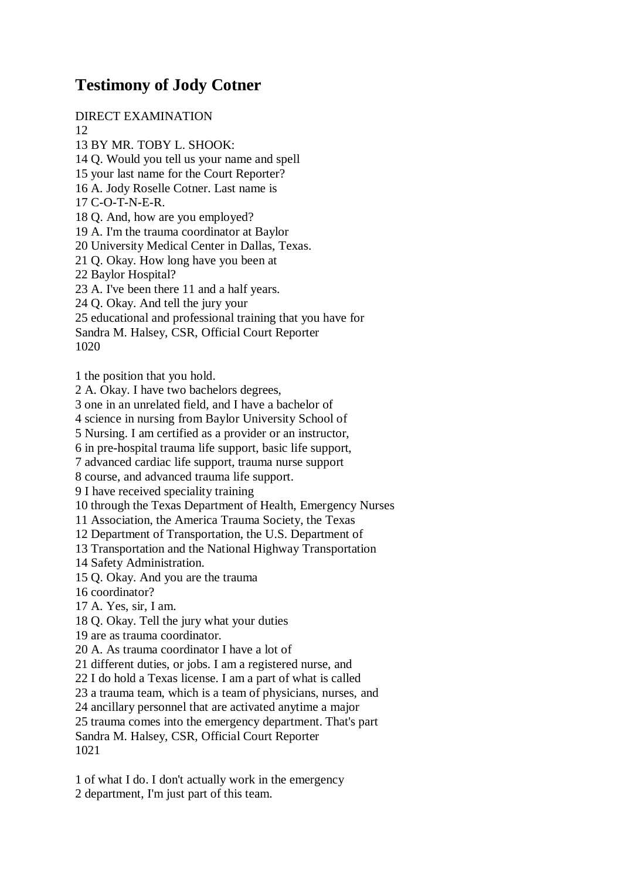# Testimony of Jody Cotner

DIRECT EXAMINATION
12
13 BY MR. TOBY L. SHOOK:
14 Q. Would you tell us your name and spell
15 your last name for the Court Reporter?
16 A. Jody Roselle Cotner. Last name is
17 C-O-T-N-E-R.
18 Q. And, how are you employed?
19 A. I'm the trauma coordinator at Baylor
20 University Medical Center in Dallas, Texas.
21 Q. Okay. How long have you been at
22 Baylor Hospital?
23 A. I've been there 11 and a half years.
24 Q. Okay. And tell the jury your
25 educational and professional training that you have for
Sandra M. Halsey, CSR, Official Court Reporter
1020

1 the position that you hold.
2 A. Okay. I have two bachelors degrees,
3 one in an unrelated field, and I have a bachelor of
4 science in nursing from Baylor University School of
5 Nursing. I am certified as a provider or an instructor,
6 in pre-hospital trauma life support, basic life support,
7 advanced cardiac life support, trauma nurse support
8 course, and advanced trauma life support.
9 I have received speciality training
10 through the Texas Department of Health, Emergency Nurses
11 Association, the America Trauma Society, the Texas
12 Department of Transportation, the U.S. Department of
13 Transportation and the National Highway Transportation
14 Safety Administration.
15 Q. Okay. And you are the trauma
16 coordinator?
17 A. Yes, sir, I am.
18 Q. Okay. Tell the jury what your duties
19 are as trauma coordinator.
20 A. As trauma coordinator I have a lot of
21 different duties, or jobs. I am a registered nurse, and
22 I do hold a Texas license. I am a part of what is called
23 a trauma team, which is a team of physicians, nurses, and
24 ancillary personnel that are activated anytime a major
25 trauma comes into the emergency department. That's part
Sandra M. Halsey, CSR, Official Court Reporter
1021

1 of what I do. I don't actually work in the emergency
2 department, I'm just part of this team.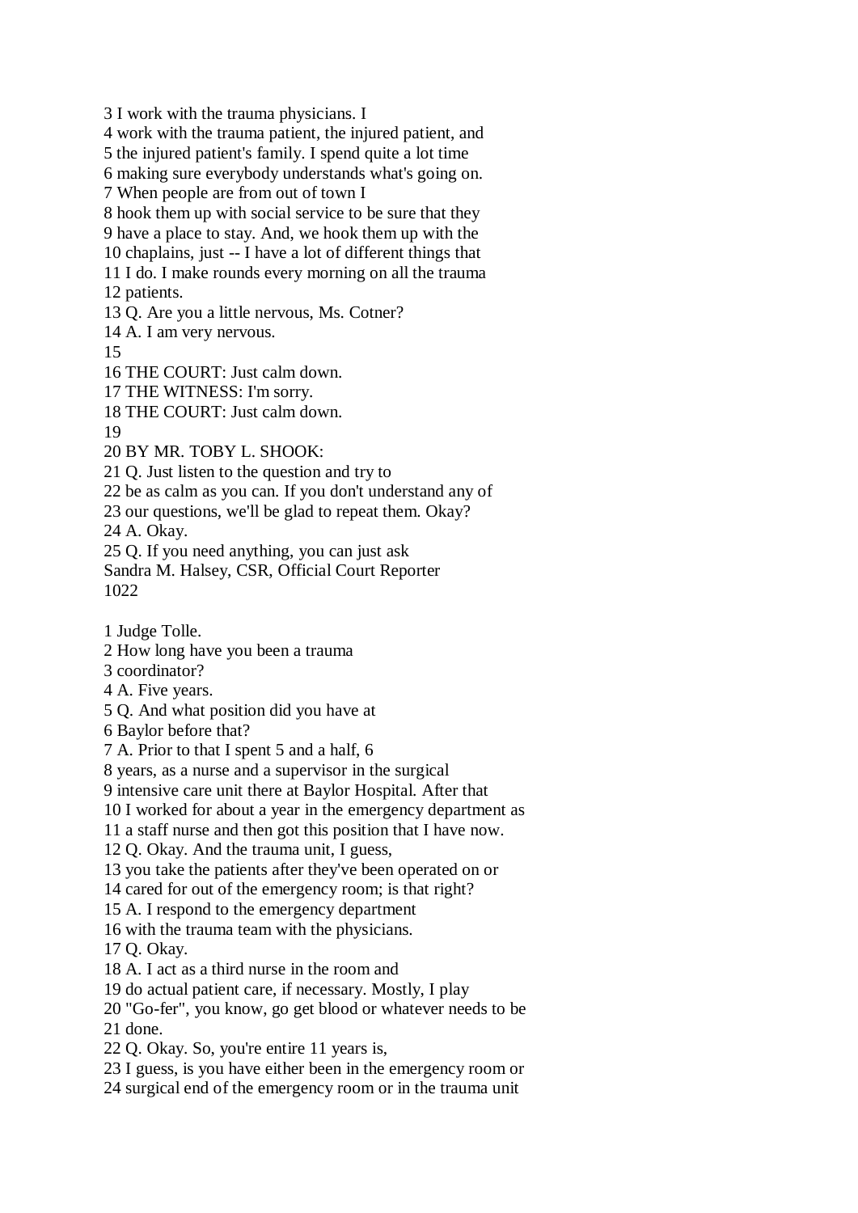3 I work with the trauma physicians. I
4 work with the trauma patient, the injured patient, and
5 the injured patient's family. I spend quite a lot time
6 making sure everybody understands what's going on.
7 When people are from out of town I
8 hook them up with social service to be sure that they
9 have a place to stay. And, we hook them up with the
10 chaplains, just -- I have a lot of different things that
11 I do. I make rounds every morning on all the trauma
12 patients.
13 Q. Are you a little nervous, Ms. Cotner?
14 A. I am very nervous.
15
16 THE COURT: Just calm down.
17 THE WITNESS: I'm sorry.
18 THE COURT: Just calm down.
19
20 BY MR. TOBY L. SHOOK:
21 Q. Just listen to the question and try to
22 be as calm as you can. If you don't understand any of
23 our questions, we'll be glad to repeat them. Okay?
24 A. Okay.
25 Q. If you need anything, you can just ask
Sandra M. Halsey, CSR, Official Court Reporter
1022

1 Judge Tolle.
2 How long have you been a trauma
3 coordinator?
4 A. Five years.
5 Q. And what position did you have at
6 Baylor before that?
7 A. Prior to that I spent 5 and a half, 6
8 years, as a nurse and a supervisor in the surgical
9 intensive care unit there at Baylor Hospital. After that
10 I worked for about a year in the emergency department as
11 a staff nurse and then got this position that I have now.
12 Q. Okay. And the trauma unit, I guess,
13 you take the patients after they've been operated on or
14 cared for out of the emergency room; is that right?
15 A. I respond to the emergency department
16 with the trauma team with the physicians.
17 Q. Okay.
18 A. I act as a third nurse in the room and
19 do actual patient care, if necessary. Mostly, I play
20 "Go-fer", you know, go get blood or whatever needs to be
21 done.
22 Q. Okay. So, you're entire 11 years is,
23 I guess, is you have either been in the emergency room or
24 surgical end of the emergency room or in the trauma unit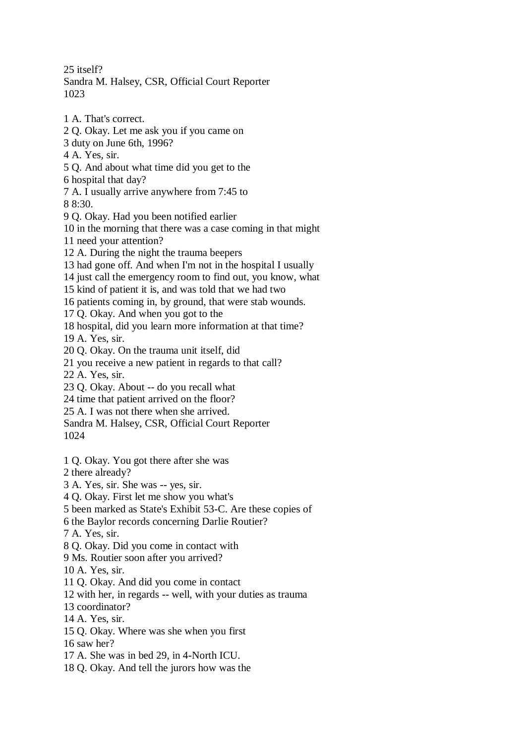25 itself?

1 A. That's correct.
2 Q. Okay. Let me ask you if you came on
3 duty on June 6th, 1996?
4 A. Yes, sir.
5 Q. And about what time did you get to the
6 hospital that day?
7 A. I usually arrive anywhere from 7:45 to
8 8:30.
9 Q. Okay. Had you been notified earlier
10 in the morning that there was a case coming in that might
11 need your attention?
12 A. During the night the trauma beepers
13 had gone off. And when I'm not in the hospital I usually
14 just call the emergency room to find out, you know, what
15 kind of patient it is, and was told that we had two
16 patients coming in, by ground, that were stab wounds.
17 Q. Okay. And when you got to the
18 hospital, did you learn more information at that time?
19 A. Yes, sir.
20 Q. Okay. On the trauma unit itself, did
21 you receive a new patient in regards to that call?
22 A. Yes, sir.
23 Q. Okay. About -- do you recall what
24 time that patient arrived on the floor?
25 A. I was not there when she arrived.

1 Q. Okay. You got there after she was
2 there already?
3 A. Yes, sir. She was -- yes, sir.
4 Q. Okay. First let me show you what's
5 been marked as State's Exhibit 53-C. Are these copies of
6 the Baylor records concerning Darlie Routier?
7 A. Yes, sir.
8 Q. Okay. Did you come in contact with
9 Ms. Routier soon after you arrived?
10 A. Yes, sir.
11 Q. Okay. And did you come in contact
12 with her, in regards -- well, with your duties as trauma
13 coordinator?
14 A. Yes, sir.
15 Q. Okay. Where was she when you first
16 saw her?
17 A. She was in bed 29, in 4-North ICU.
18 Q. Okay. And tell the jurors how was the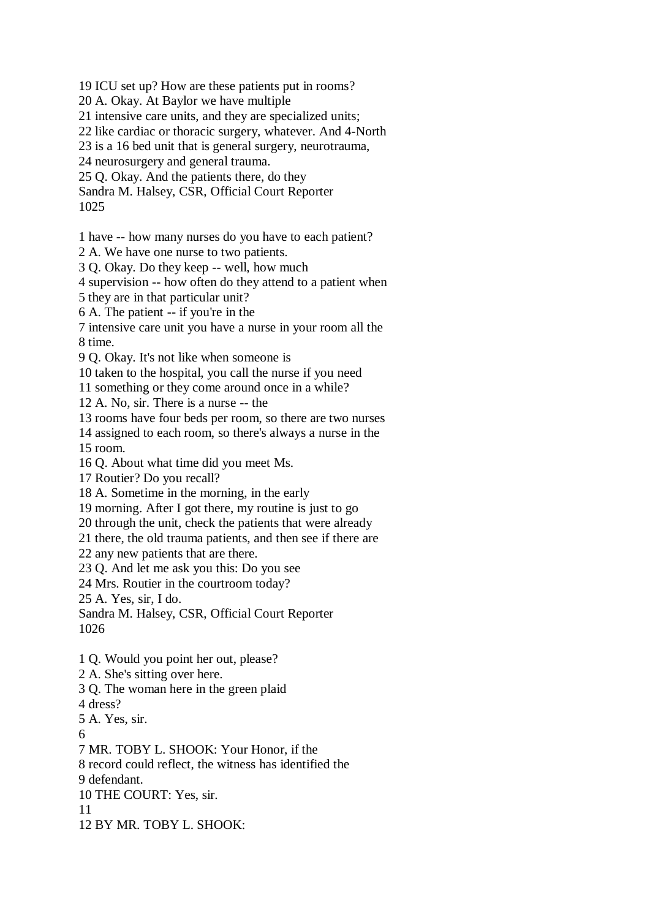19 ICU set up? How are these patients put in rooms?
20 A. Okay. At Baylor we have multiple
21 intensive care units, and they are specialized units;
22 like cardiac or thoracic surgery, whatever. And 4-North
23 is a 16 bed unit that is general surgery, neurotrauma,
24 neurosurgery and general trauma.
25 Q. Okay. And the patients there, do they

1 have -- how many nurses do you have to each patient?
2 A. We have one nurse to two patients.
3 Q. Okay. Do they keep -- well, how much
4 supervision -- how often do they attend to a patient when
5 they are in that particular unit?
6 A. The patient -- if you're in the
7 intensive care unit you have a nurse in your room all the
8 time.
9 Q. Okay. It's not like when someone is
10 taken to the hospital, you call the nurse if you need
11 something or they come around once in a while?
12 A. No, sir. There is a nurse -- the
13 rooms have four beds per room, so there are two nurses
14 assigned to each room, so there's always a nurse in the
15 room.
16 Q. About what time did you meet Ms.
17 Routier? Do you recall?
18 A. Sometime in the morning, in the early
19 morning. After I got there, my routine is just to go
20 through the unit, check the patients that were already
21 there, the old trauma patients, and then see if there are
22 any new patients that are there.
23 Q. And let me ask you this: Do you see
24 Mrs. Routier in the courtroom today?
25 A. Yes, sir, I do.

1 Q. Would you point her out, please?
2 A. She's sitting over here.
3 Q. The woman here in the green plaid
4 dress?
5 A. Yes, sir.
6
7 MR. TOBY L. SHOOK: Your Honor, if the
8 record could reflect, the witness has identified the
9 defendant.
10 THE COURT: Yes, sir.
11
12 BY MR. TOBY L. SHOOK: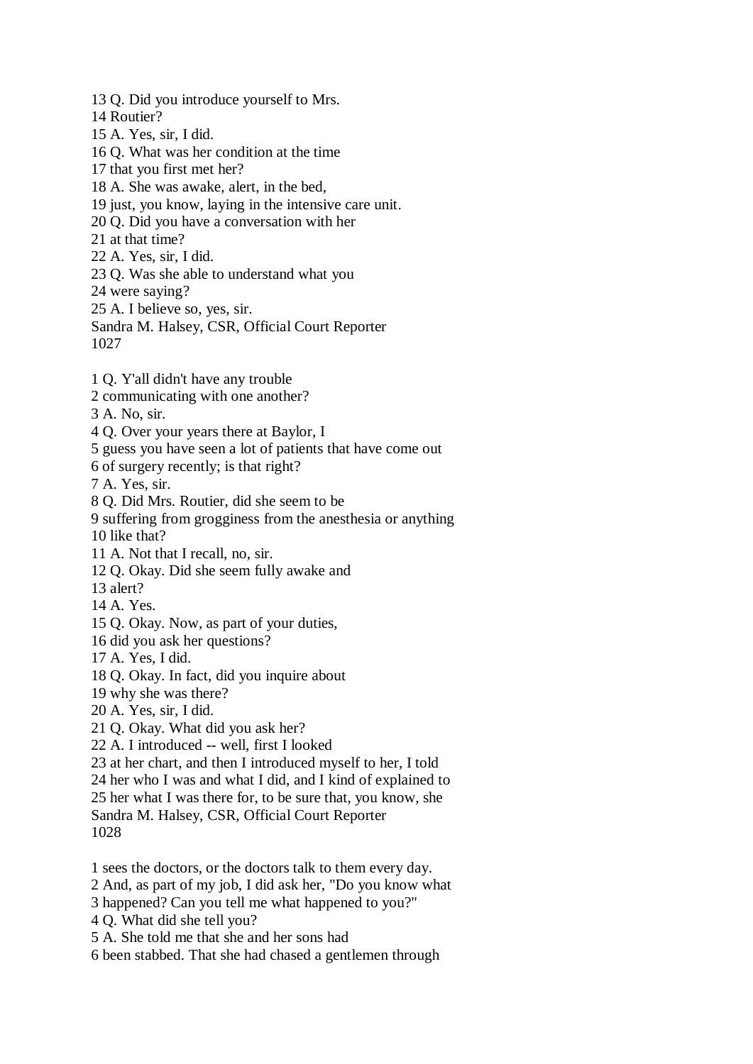13 Q. Did you introduce yourself to Mrs.
14 Routier?
15 A. Yes, sir, I did.
16 Q. What was her condition at the time
17 that you first met her?
18 A. She was awake, alert, in the bed,
19 just, you know, laying in the intensive care unit.
20 Q. Did you have a conversation with her
21 at that time?
22 A. Yes, sir, I did.
23 Q. Was she able to understand what you
24 were saying?
25 A. I believe so, yes, sir.

1 Q. Y'all didn't have any trouble
2 communicating with one another?
3 A. No, sir.
4 Q. Over your years there at Baylor, I
5 guess you have seen a lot of patients that have come out
6 of surgery recently; is that right?
7 A. Yes, sir.
8 Q. Did Mrs. Routier, did she seem to be
9 suffering from grogginess from the anesthesia or anything
10 like that?
11 A. Not that I recall, no, sir.
12 Q. Okay. Did she seem fully awake and
13 alert?
14 A. Yes.
15 Q. Okay. Now, as part of your duties,
16 did you ask her questions?
17 A. Yes, I did.
18 Q. Okay. In fact, did you inquire about
19 why she was there?
20 A. Yes, sir, I did.
21 Q. Okay. What did you ask her?
22 A. I introduced -- well, first I looked
23 at her chart, and then I introduced myself to her, I told
24 her who I was and what I did, and I kind of explained to
25 her what I was there for, to be sure that, you know, she

1 sees the doctors, or the doctors talk to them every day.
2 And, as part of my job, I did ask her, "Do you know what
3 happened? Can you tell me what happened to you?"
4 Q. What did she tell you?
5 A. She told me that she and her sons had
6 been stabbed. That she had chased a gentlemen through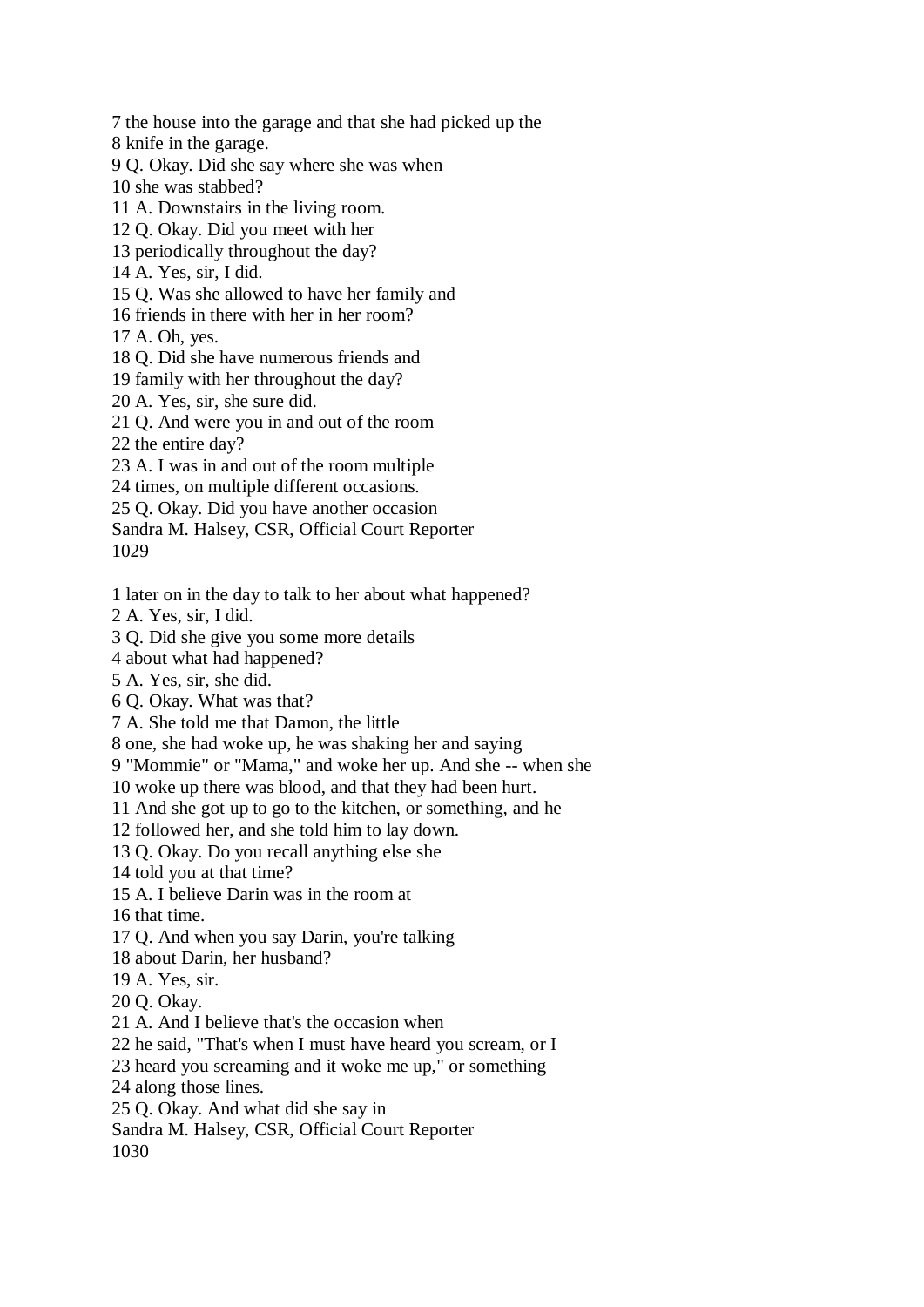7 the house into the garage and that she had picked up the
8 knife in the garage.
9 Q. Okay. Did she say where she was when
10 she was stabbed?
11 A. Downstairs in the living room.
12 Q. Okay. Did you meet with her
13 periodically throughout the day?
14 A. Yes, sir, I did.
15 Q. Was she allowed to have her family and
16 friends in there with her in her room?
17 A. Oh, yes.
18 Q. Did she have numerous friends and
19 family with her throughout the day?
20 A. Yes, sir, she sure did.
21 Q. And were you in and out of the room
22 the entire day?
23 A. I was in and out of the room multiple
24 times, on multiple different occasions.
25 Q. Okay. Did you have another occasion
Sandra M. Halsey, CSR, Official Court Reporter
1029

1 later on in the day to talk to her about what happened?
2 A. Yes, sir, I did.
3 Q. Did she give you some more details
4 about what had happened?
5 A. Yes, sir, she did.
6 Q. Okay. What was that?
7 A. She told me that Damon, the little
8 one, she had woke up, he was shaking her and saying
9 "Mommie" or "Mama," and woke her up. And she -- when she
10 woke up there was blood, and that they had been hurt.
11 And she got up to go to the kitchen, or something, and he
12 followed her, and she told him to lay down.
13 Q. Okay. Do you recall anything else she
14 told you at that time?
15 A. I believe Darin was in the room at
16 that time.
17 Q. And when you say Darin, you're talking
18 about Darin, her husband?
19 A. Yes, sir.
20 Q. Okay.
21 A. And I believe that's the occasion when
22 he said, "That's when I must have heard you scream, or I
23 heard you screaming and it woke me up," or something
24 along those lines.
25 Q. Okay. And what did she say in
Sandra M. Halsey, CSR, Official Court Reporter
1030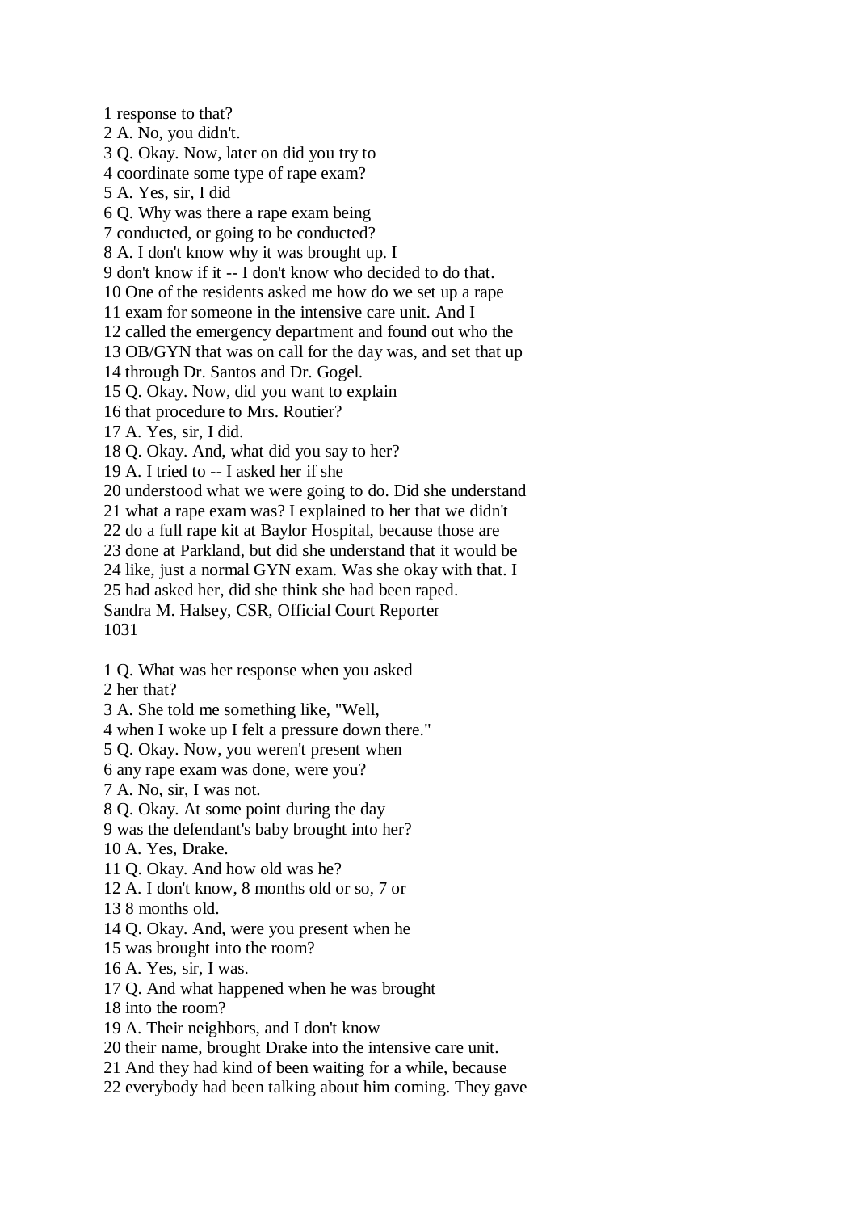1 response to that?
2 A. No, you didn't.
3 Q. Okay. Now, later on did you try to
4 coordinate some type of rape exam?
5 A. Yes, sir, I did
6 Q. Why was there a rape exam being
7 conducted, or going to be conducted?
8 A. I don't know why it was brought up. I
9 don't know if it -- I don't know who decided to do that.
10 One of the residents asked me how do we set up a rape
11 exam for someone in the intensive care unit. And I
12 called the emergency department and found out who the
13 OB/GYN that was on call for the day was, and set that up
14 through Dr. Santos and Dr. Gogel.
15 Q. Okay. Now, did you want to explain
16 that procedure to Mrs. Routier?
17 A. Yes, sir, I did.
18 Q. Okay. And, what did you say to her?
19 A. I tried to -- I asked her if she
20 understood what we were going to do. Did she understand
21 what a rape exam was? I explained to her that we didn't
22 do a full rape kit at Baylor Hospital, because those are
23 done at Parkland, but did she understand that it would be
24 like, just a normal GYN exam. Was she okay with that. I
25 had asked her, did she think she had been raped.
Sandra M. Halsey, CSR, Official Court Reporter

1 Q. What was her response when you asked
2 her that?
3 A. She told me something like, "Well,
4 when I woke up I felt a pressure down there."
5 Q. Okay. Now, you weren't present when
6 any rape exam was done, were you?
7 A. No, sir, I was not.
8 Q. Okay. At some point during the day
9 was the defendant's baby brought into her?
10 A. Yes, Drake.
11 Q. Okay. And how old was he?
12 A. I don't know, 8 months old or so, 7 or
13 8 months old.
14 Q. Okay. And, were you present when he
15 was brought into the room?
16 A. Yes, sir, I was.
17 Q. And what happened when he was brought
18 into the room?
19 A. Their neighbors, and I don't know
20 their name, brought Drake into the intensive care unit.
21 And they had kind of been waiting for a while, because
22 everybody had been talking about him coming. They gave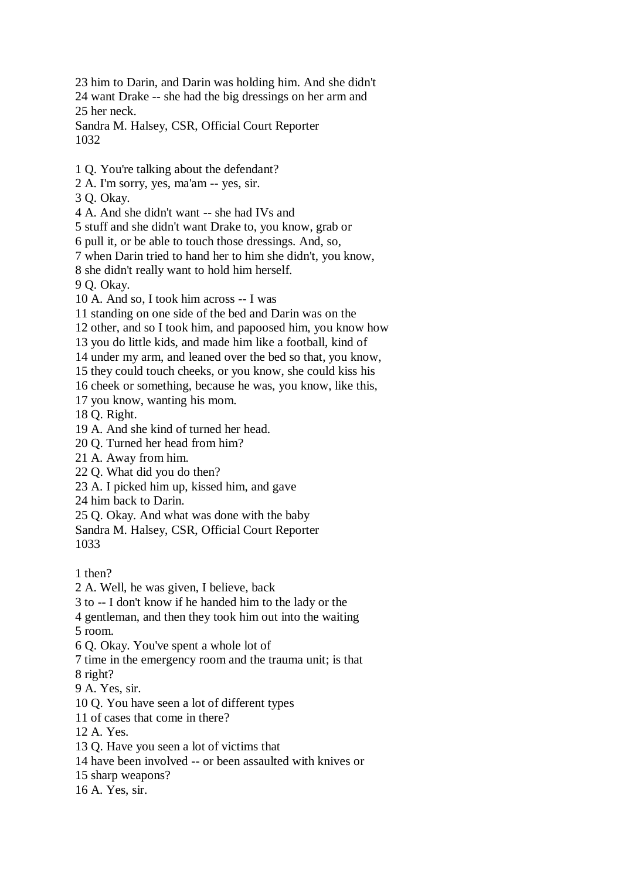23 him to Darin, and Darin was holding him. And she didn't
24 want Drake -- she had the big dressings on her arm and
25 her neck.

1 Q. You're talking about the defendant?
2 A. I'm sorry, yes, ma'am -- yes, sir.
3 Q. Okay.
4 A. And she didn't want -- she had IVs and
5 stuff and she didn't want Drake to, you know, grab or
6 pull it, or be able to touch those dressings. And, so,
7 when Darin tried to hand her to him she didn't, you know,
8 she didn't really want to hold him herself.
9 Q. Okay.
10 A. And so, I took him across -- I was
11 standing on one side of the bed and Darin was on the
12 other, and so I took him, and papoosed him, you know how
13 you do little kids, and made him like a football, kind of
14 under my arm, and leaned over the bed so that, you know,
15 they could touch cheeks, or you know, she could kiss his
16 cheek or something, because he was, you know, like this,
17 you know, wanting his mom.
18 Q. Right.
19 A. And she kind of turned her head.
20 Q. Turned her head from him?
21 A. Away from him.
22 Q. What did you do then?
23 A. I picked him up, kissed him, and gave
24 him back to Darin.
25 Q. Okay. And what was done with the baby

1 then?
2 A. Well, he was given, I believe, back
3 to -- I don't know if he handed him to the lady or the
4 gentleman, and then they took him out into the waiting
5 room.
6 Q. Okay. You've spent a whole lot of
7 time in the emergency room and the trauma unit; is that
8 right?
9 A. Yes, sir.
10 Q. You have seen a lot of different types
11 of cases that come in there?
12 A. Yes.
13 Q. Have you seen a lot of victims that
14 have been involved -- or been assaulted with knives or
15 sharp weapons?
16 A. Yes, sir.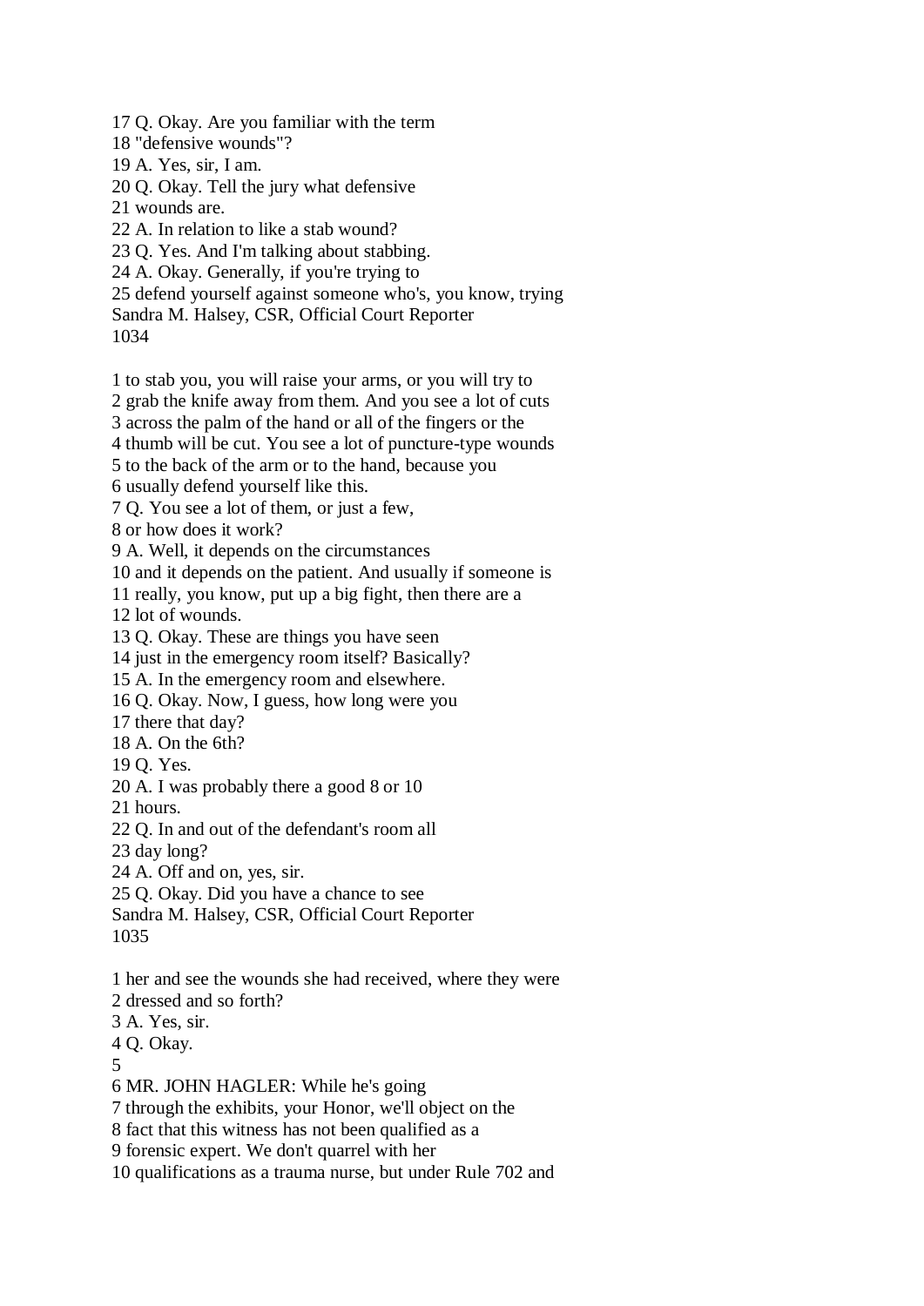17 Q. Okay. Are you familiar with the term
18 "defensive wounds"?
19 A. Yes, sir, I am.
20 Q. Okay. Tell the jury what defensive
21 wounds are.
22 A. In relation to like a stab wound?
23 Q. Yes. And I'm talking about stabbing.
24 A. Okay. Generally, if you're trying to
25 defend yourself against someone who's, you know, trying
Sandra M. Halsey, CSR, Official Court Reporter
1034

1 to stab you, you will raise your arms, or you will try to
2 grab the knife away from them. And you see a lot of cuts
3 across the palm of the hand or all of the fingers or the
4 thumb will be cut. You see a lot of puncture-type wounds
5 to the back of the arm or to the hand, because you
6 usually defend yourself like this.
7 Q. You see a lot of them, or just a few,
8 or how does it work?
9 A. Well, it depends on the circumstances
10 and it depends on the patient. And usually if someone is
11 really, you know, put up a big fight, then there are a
12 lot of wounds.
13 Q. Okay. These are things you have seen
14 just in the emergency room itself? Basically?
15 A. In the emergency room and elsewhere.
16 Q. Okay. Now, I guess, how long were you
17 there that day?
18 A. On the 6th?
19 Q. Yes.
20 A. I was probably there a good 8 or 10
21 hours.
22 Q. In and out of the defendant's room all
23 day long?
24 A. Off and on, yes, sir.
25 Q. Okay. Did you have a chance to see
Sandra M. Halsey, CSR, Official Court Reporter
1035

1 her and see the wounds she had received, where they were
2 dressed and so forth?
3 A. Yes, sir.
4 Q. Okay.
5
6 MR. JOHN HAGLER: While he's going
7 through the exhibits, your Honor, we'll object on the
8 fact that this witness has not been qualified as a
9 forensic expert. We don't quarrel with her
10 qualifications as a trauma nurse, but under Rule 702 and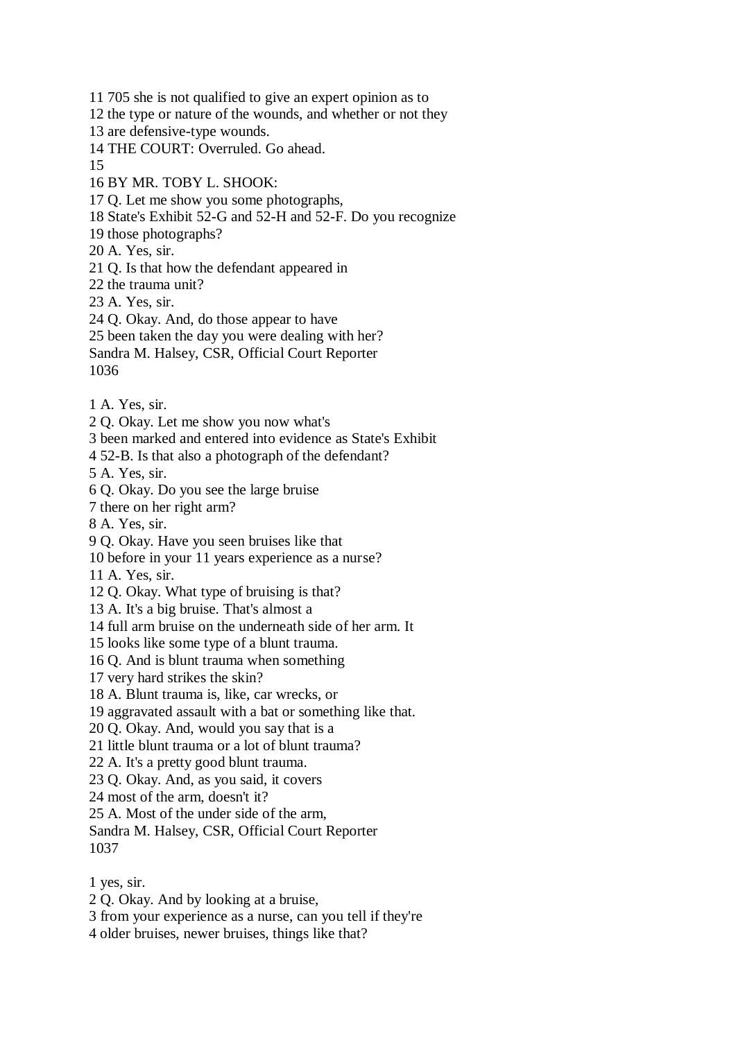11 705 she is not qualified to give an expert opinion as to
12 the type or nature of the wounds, and whether or not they
13 are defensive-type wounds.
14 THE COURT: Overruled. Go ahead.
15
16 BY MR. TOBY L. SHOOK:
17 Q. Let me show you some photographs,
18 State's Exhibit 52-G and 52-H and 52-F. Do you recognize
19 those photographs?
20 A. Yes, sir.
21 Q. Is that how the defendant appeared in
22 the trauma unit?
23 A. Yes, sir.
24 Q. Okay. And, do those appear to have
25 been taken the day you were dealing with her?
Sandra M. Halsey, CSR, Official Court Reporter
1036

1 A. Yes, sir.
2 Q. Okay. Let me show you now what's
3 been marked and entered into evidence as State's Exhibit
4 52-B. Is that also a photograph of the defendant?
5 A. Yes, sir.
6 Q. Okay. Do you see the large bruise
7 there on her right arm?
8 A. Yes, sir.
9 Q. Okay. Have you seen bruises like that
10 before in your 11 years experience as a nurse?
11 A. Yes, sir.
12 Q. Okay. What type of bruising is that?
13 A. It's a big bruise. That's almost a
14 full arm bruise on the underneath side of her arm. It
15 looks like some type of a blunt trauma.
16 Q. And is blunt trauma when something
17 very hard strikes the skin?
18 A. Blunt trauma is, like, car wrecks, or
19 aggravated assault with a bat or something like that.
20 Q. Okay. And, would you say that is a
21 little blunt trauma or a lot of blunt trauma?
22 A. It's a pretty good blunt trauma.
23 Q. Okay. And, as you said, it covers
24 most of the arm, doesn't it?
25 A. Most of the under side of the arm,
Sandra M. Halsey, CSR, Official Court Reporter
1037

1 yes, sir.
2 Q. Okay. And by looking at a bruise,
3 from your experience as a nurse, can you tell if they're
4 older bruises, newer bruises, things like that?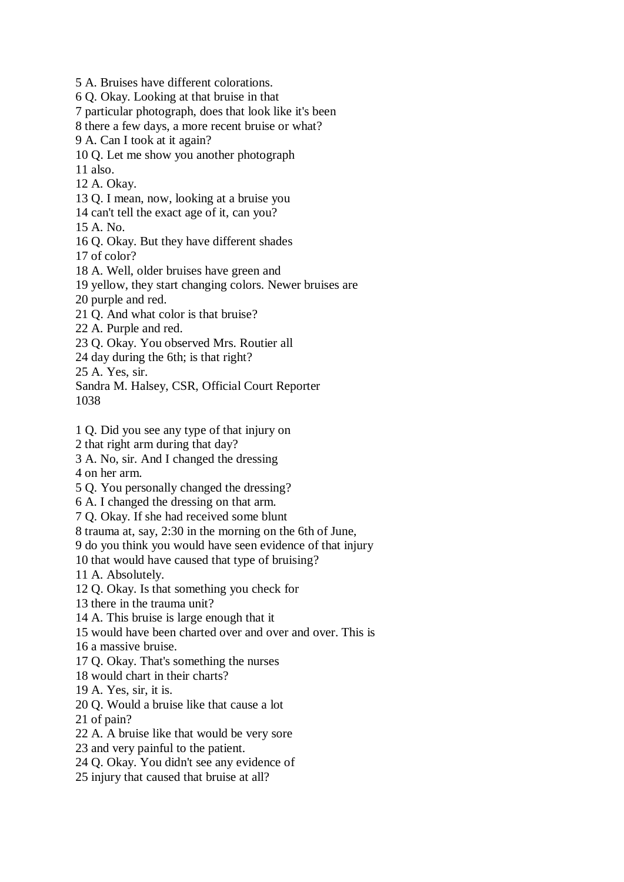5 A. Bruises have different colorations.
6 Q. Okay. Looking at that bruise in that
7 particular photograph, does that look like it's been
8 there a few days, a more recent bruise or what?
9 A. Can I took at it again?
10 Q. Let me show you another photograph
11 also.
12 A. Okay.
13 Q. I mean, now, looking at a bruise you
14 can't tell the exact age of it, can you?
15 A. No.
16 Q. Okay. But they have different shades
17 of color?
18 A. Well, older bruises have green and
19 yellow, they start changing colors. Newer bruises are
20 purple and red.
21 Q. And what color is that bruise?
22 A. Purple and red.
23 Q. Okay. You observed Mrs. Routier all
24 day during the 6th; is that right?
25 A. Yes, sir.
Sandra M. Halsey, CSR, Official Court Reporter
1038

1 Q. Did you see any type of that injury on
2 that right arm during that day?
3 A. No, sir. And I changed the dressing
4 on her arm.
5 Q. You personally changed the dressing?
6 A. I changed the dressing on that arm.
7 Q. Okay. If she had received some blunt
8 trauma at, say, 2:30 in the morning on the 6th of June,
9 do you think you would have seen evidence of that injury
10 that would have caused that type of bruising?
11 A. Absolutely.
12 Q. Okay. Is that something you check for
13 there in the trauma unit?
14 A. This bruise is large enough that it
15 would have been charted over and over and over. This is
16 a massive bruise.
17 Q. Okay. That's something the nurses
18 would chart in their charts?
19 A. Yes, sir, it is.
20 Q. Would a bruise like that cause a lot
21 of pain?
22 A. A bruise like that would be very sore
23 and very painful to the patient.
24 Q. Okay. You didn't see any evidence of
25 injury that caused that bruise at all?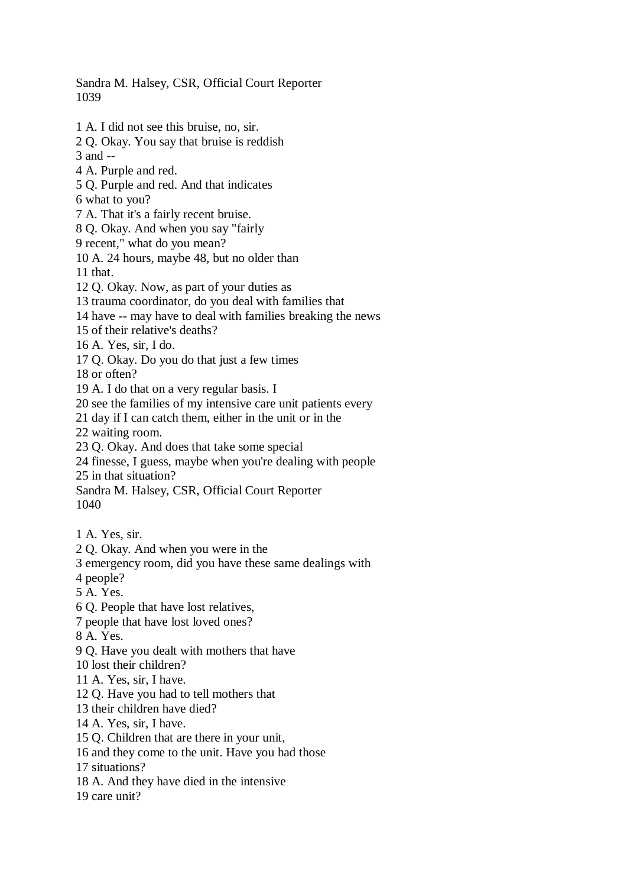1 A. I did not see this bruise, no, sir.
2 Q. Okay. You say that bruise is reddish
3 and --
4 A. Purple and red.
5 Q. Purple and red. And that indicates
6 what to you?
7 A. That it's a fairly recent bruise.
8 Q. Okay. And when you say "fairly
9 recent," what do you mean?
10 A. 24 hours, maybe 48, but no older than
11 that.
12 Q. Okay. Now, as part of your duties as
13 trauma coordinator, do you deal with families that
14 have -- may have to deal with families breaking the news
15 of their relative's deaths?
16 A. Yes, sir, I do.
17 Q. Okay. Do you do that just a few times
18 or often?
19 A. I do that on a very regular basis. I
20 see the families of my intensive care unit patients every
21 day if I can catch them, either in the unit or in the
22 waiting room.
23 Q. Okay. And does that take some special
24 finesse, I guess, maybe when you're dealing with people
25 in that situation?

1 A. Yes, sir.
2 Q. Okay. And when you were in the
3 emergency room, did you have these same dealings with
4 people?
5 A. Yes.
6 Q. People that have lost relatives,
7 people that have lost loved ones?
8 A. Yes.
9 Q. Have you dealt with mothers that have
10 lost their children?
11 A. Yes, sir, I have.
12 Q. Have you had to tell mothers that
13 their children have died?
14 A. Yes, sir, I have.
15 Q. Children that are there in your unit,
16 and they come to the unit. Have you had those
17 situations?
18 A. And they have died in the intensive
19 care unit?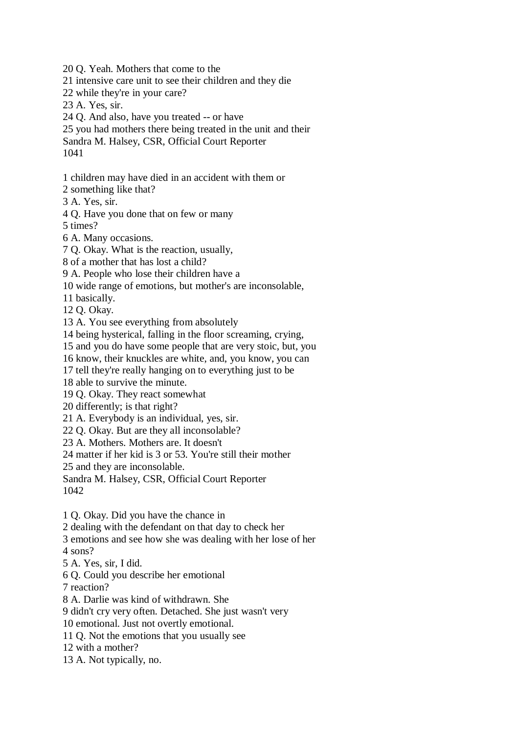20 Q. Yeah. Mothers that come to the
21 intensive care unit to see their children and they die
22 while they're in your care?
23 A. Yes, sir.
24 Q. And also, have you treated -- or have
25 you had mothers there being treated in the unit and their

1 children may have died in an accident with them or
2 something like that?
3 A. Yes, sir.
4 Q. Have you done that on few or many
5 times?
6 A. Many occasions.
7 Q. Okay. What is the reaction, usually,
8 of a mother that has lost a child?
9 A. People who lose their children have a
10 wide range of emotions, but mother's are inconsolable,
11 basically.
12 Q. Okay.
13 A. You see everything from absolutely
14 being hysterical, falling in the floor screaming, crying,
15 and you do have some people that are very stoic, but, you
16 know, their knuckles are white, and, you know, you can
17 tell they're really hanging on to everything just to be
18 able to survive the minute.
19 Q. Okay. They react somewhat
20 differently; is that right?
21 A. Everybody is an individual, yes, sir.
22 Q. Okay. But are they all inconsolable?
23 A. Mothers. Mothers are. It doesn't
24 matter if her kid is 3 or 53. You're still their mother
25 and they are inconsolable.

1 Q. Okay. Did you have the chance in
2 dealing with the defendant on that day to check her
3 emotions and see how she was dealing with her lose of her
4 sons?
5 A. Yes, sir, I did.
6 Q. Could you describe her emotional
7 reaction?
8 A. Darlie was kind of withdrawn. She
9 didn't cry very often. Detached. She just wasn't very
10 emotional. Just not overtly emotional.
11 Q. Not the emotions that you usually see
12 with a mother?
13 A. Not typically, no.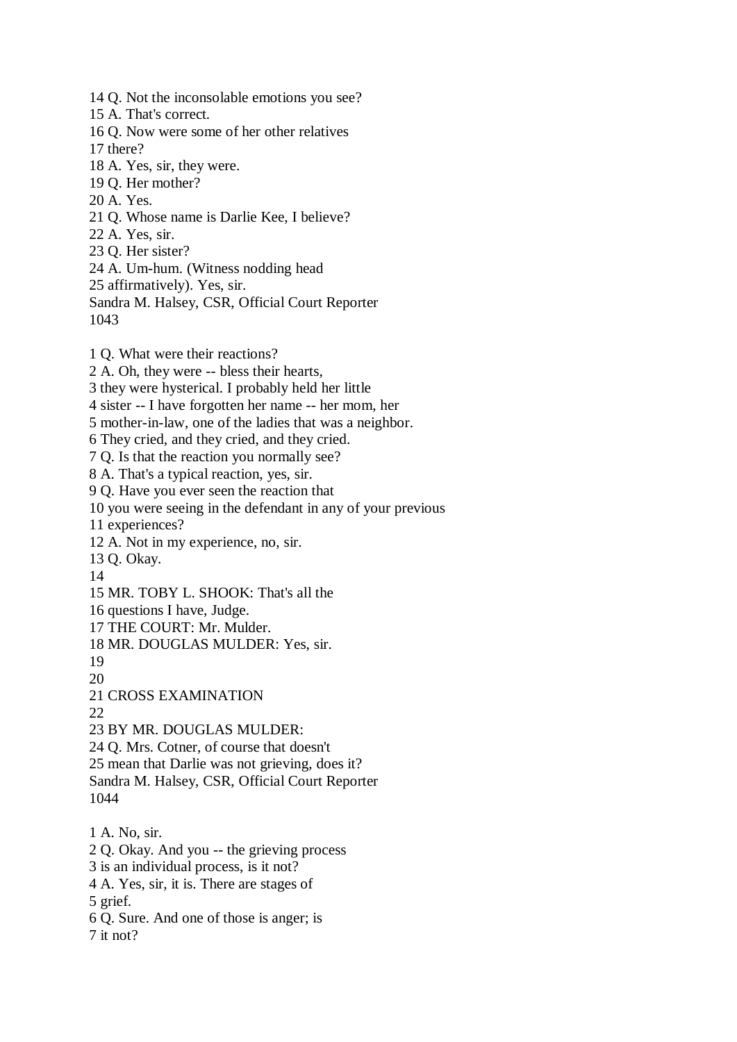14 Q. Not the inconsolable emotions you see?
15 A. That's correct.
16 Q. Now were some of her other relatives
17 there?
18 A. Yes, sir, they were.
19 Q. Her mother?
20 A. Yes.
21 Q. Whose name is Darlie Kee, I believe?
22 A. Yes, sir.
23 Q. Her sister?
24 A. Um-hum. (Witness nodding head
25 affirmatively). Yes, sir.
Sandra M. Halsey, CSR, Official Court Reporter
1043

1 Q. What were their reactions?
2 A. Oh, they were -- bless their hearts,
3 they were hysterical. I probably held her little
4 sister -- I have forgotten her name -- her mom, her
5 mother-in-law, one of the ladies that was a neighbor.
6 They cried, and they cried, and they cried.
7 Q. Is that the reaction you normally see?
8 A. That's a typical reaction, yes, sir.
9 Q. Have you ever seen the reaction that
10 you were seeing in the defendant in any of your previous
11 experiences?
12 A. Not in my experience, no, sir.
13 Q. Okay.
14
15 MR. TOBY L. SHOOK: That's all the
16 questions I have, Judge.
17 THE COURT: Mr. Mulder.
18 MR. DOUGLAS MULDER: Yes, sir.
19
20
21 CROSS EXAMINATION
22
23 BY MR. DOUGLAS MULDER:
24 Q. Mrs. Cotner, of course that doesn't
25 mean that Darlie was not grieving, does it?
Sandra M. Halsey, CSR, Official Court Reporter
1044

1 A. No, sir.
2 Q. Okay. And you -- the grieving process
3 is an individual process, is it not?
4 A. Yes, sir, it is. There are stages of
5 grief.
6 Q. Sure. And one of those is anger; is
7 it not?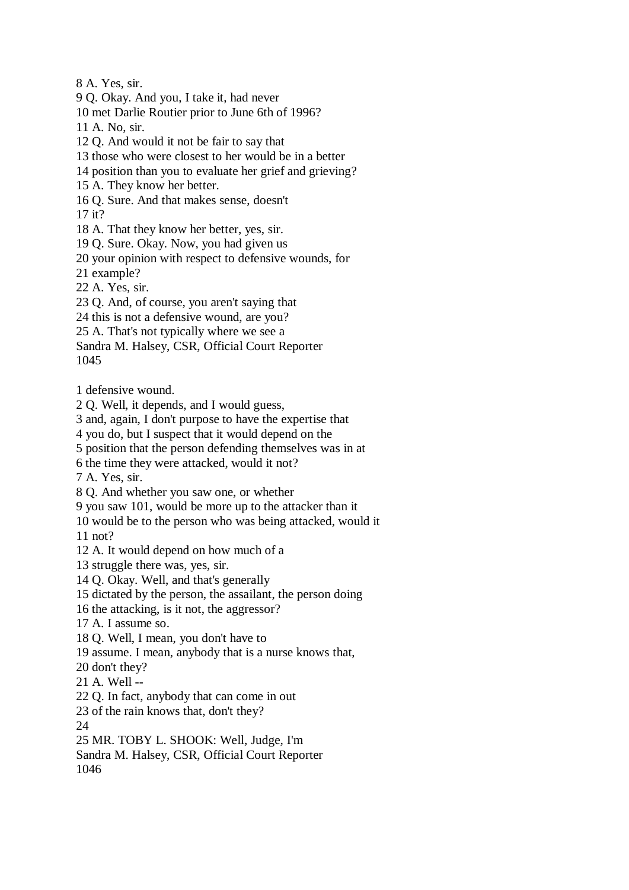8 A. Yes, sir.
9 Q. Okay. And you, I take it, had never
10 met Darlie Routier prior to June 6th of 1996?
11 A. No, sir.
12 Q. And would it not be fair to say that
13 those who were closest to her would be in a better
14 position than you to evaluate her grief and grieving?
15 A. They know her better.
16 Q. Sure. And that makes sense, doesn't
17 it?
18 A. That they know her better, yes, sir.
19 Q. Sure. Okay. Now, you had given us
20 your opinion with respect to defensive wounds, for
21 example?
22 A. Yes, sir.
23 Q. And, of course, you aren't saying that
24 this is not a defensive wound, are you?
25 A. That's not typically where we see a

1 defensive wound.
2 Q. Well, it depends, and I would guess,
3 and, again, I don't purpose to have the expertise that
4 you do, but I suspect that it would depend on the
5 position that the person defending themselves was in at
6 the time they were attacked, would it not?
7 A. Yes, sir.
8 Q. And whether you saw one, or whether
9 you saw 101, would be more up to the attacker than it
10 would be to the person who was being attacked, would it
11 not?
12 A. It would depend on how much of a
13 struggle there was, yes, sir.
14 Q. Okay. Well, and that's generally
15 dictated by the person, the assailant, the person doing
16 the attacking, is it not, the aggressor?
17 A. I assume so.
18 Q. Well, I mean, you don't have to
19 assume. I mean, anybody that is a nurse knows that,
20 don't they?
21 A. Well --
22 Q. In fact, anybody that can come in out
23 of the rain knows that, don't they?
24
25 MR. TOBY L. SHOOK: Well, Judge, I'm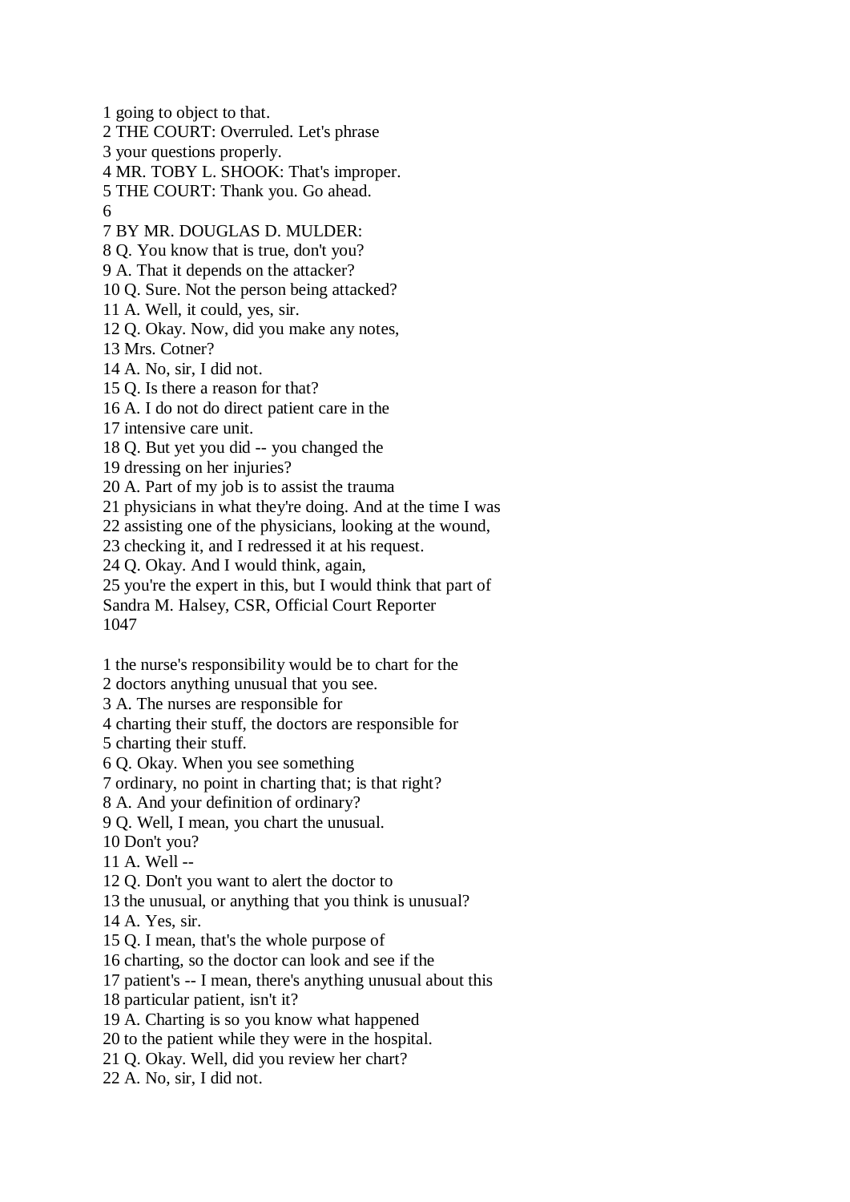1 going to object to that.
2 THE COURT: Overruled. Let's phrase
3 your questions properly.
4 MR. TOBY L. SHOOK: That's improper.
5 THE COURT: Thank you. Go ahead.
6
7 BY MR. DOUGLAS D. MULDER:
8 Q. You know that is true, don't you?
9 A. That it depends on the attacker?
10 Q. Sure. Not the person being attacked?
11 A. Well, it could, yes, sir.
12 Q. Okay. Now, did you make any notes,
13 Mrs. Cotner?
14 A. No, sir, I did not.
15 Q. Is there a reason for that?
16 A. I do not do direct patient care in the
17 intensive care unit.
18 Q. But yet you did -- you changed the
19 dressing on her injuries?
20 A. Part of my job is to assist the trauma
21 physicians in what they're doing. And at the time I was
22 assisting one of the physicians, looking at the wound,
23 checking it, and I redressed it at his request.
24 Q. Okay. And I would think, again,
25 you're the expert in this, but I would think that part of
Sandra M. Halsey, CSR, Official Court Reporter
1047

1 the nurse's responsibility would be to chart for the
2 doctors anything unusual that you see.
3 A. The nurses are responsible for
4 charting their stuff, the doctors are responsible for
5 charting their stuff.
6 Q. Okay. When you see something
7 ordinary, no point in charting that; is that right?
8 A. And your definition of ordinary?
9 Q. Well, I mean, you chart the unusual.
10 Don't you?
11 A. Well --
12 Q. Don't you want to alert the doctor to
13 the unusual, or anything that you think is unusual?
14 A. Yes, sir.
15 Q. I mean, that's the whole purpose of
16 charting, so the doctor can look and see if the
17 patient's -- I mean, there's anything unusual about this
18 particular patient, isn't it?
19 A. Charting is so you know what happened
20 to the patient while they were in the hospital.
21 Q. Okay. Well, did you review her chart?
22 A. No, sir, I did not.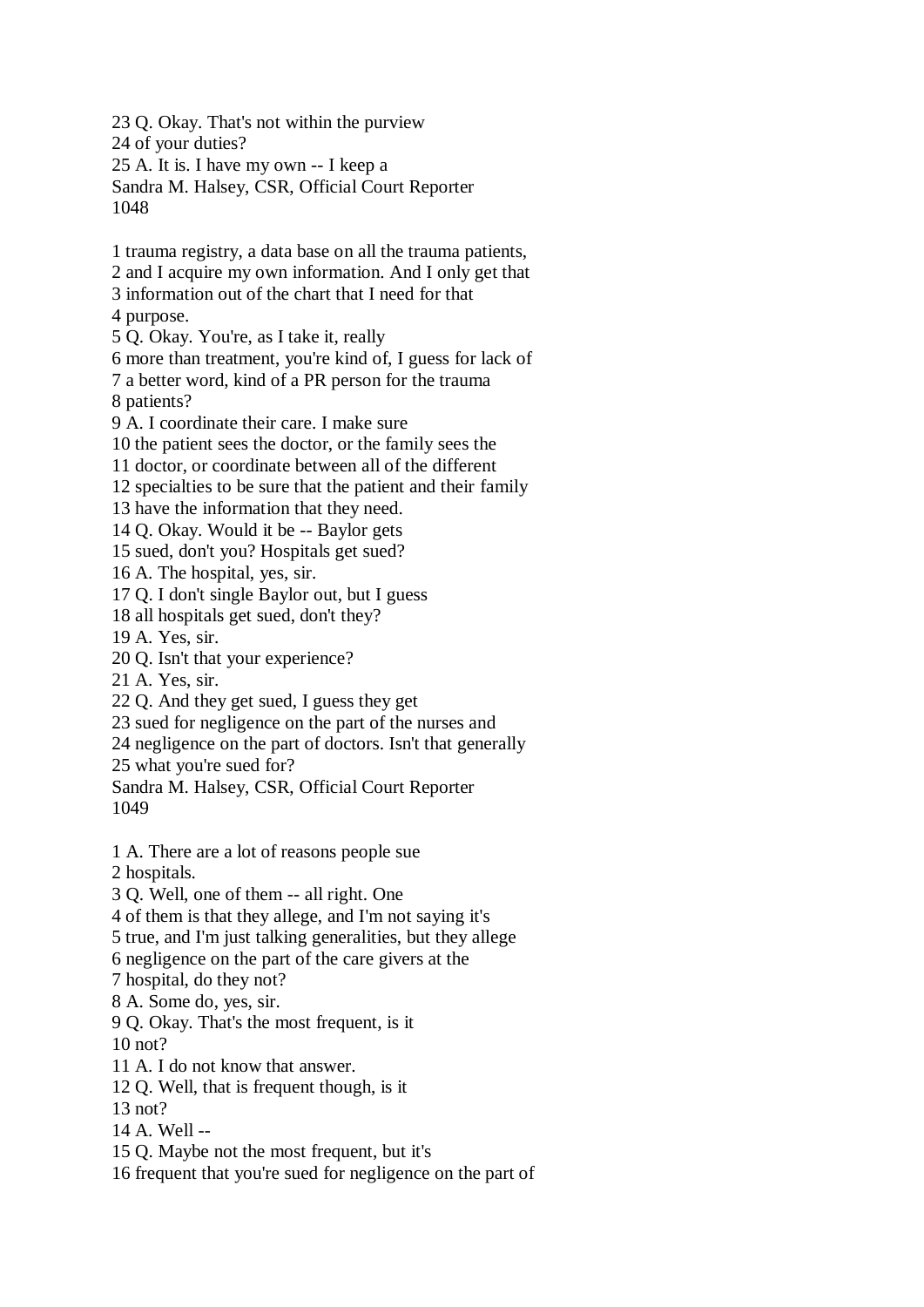23 Q. Okay. That's not within the purview
24 of your duties?
25 A. It is. I have my own -- I keep a

1 trauma registry, a data base on all the trauma patients,
2 and I acquire my own information. And I only get that
3 information out of the chart that I need for that
4 purpose.
5 Q. Okay. You're, as I take it, really
6 more than treatment, you're kind of, I guess for lack of
7 a better word, kind of a PR person for the trauma
8 patients?
9 A. I coordinate their care. I make sure
10 the patient sees the doctor, or the family sees the
11 doctor, or coordinate between all of the different
12 specialties to be sure that the patient and their family
13 have the information that they need.
14 Q. Okay. Would it be -- Baylor gets
15 sued, don't you? Hospitals get sued?
16 A. The hospital, yes, sir.
17 Q. I don't single Baylor out, but I guess
18 all hospitals get sued, don't they?
19 A. Yes, sir.
20 Q. Isn't that your experience?
21 A. Yes, sir.
22 Q. And they get sued, I guess they get
23 sued for negligence on the part of the nurses and
24 negligence on the part of doctors. Isn't that generally
25 what you're sued for?

1 A. There are a lot of reasons people sue
2 hospitals.
3 Q. Well, one of them -- all right. One
4 of them is that they allege, and I'm not saying it's
5 true, and I'm just talking generalities, but they allege
6 negligence on the part of the care givers at the
7 hospital, do they not?
8 A. Some do, yes, sir.
9 Q. Okay. That's the most frequent, is it
10 not?
11 A. I do not know that answer.
12 Q. Well, that is frequent though, is it
13 not?
14 A. Well --
15 Q. Maybe not the most frequent, but it's
16 frequent that you're sued for negligence on the part of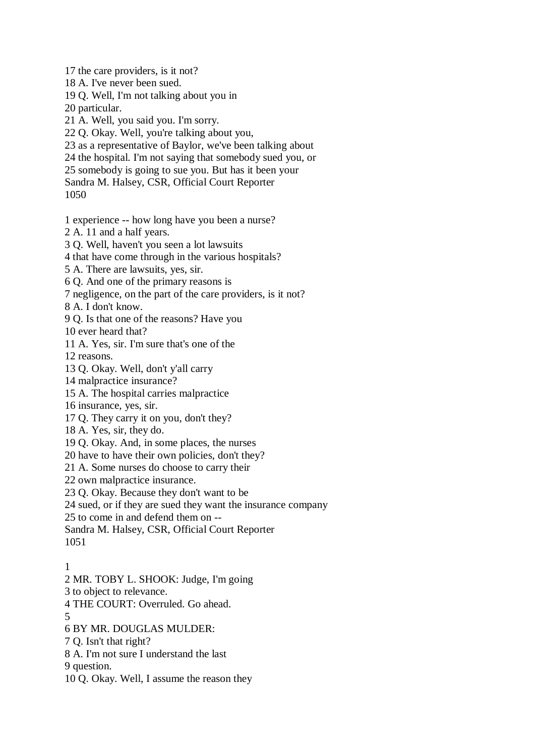17 the care providers, is it not?
18 A. I've never been sued.
19 Q. Well, I'm not talking about you in
20 particular.
21 A. Well, you said you. I'm sorry.
22 Q. Okay. Well, you're talking about you,
23 as a representative of Baylor, we've been talking about
24 the hospital. I'm not saying that somebody sued you, or
25 somebody is going to sue you. But has it been your

1 experience -- how long have you been a nurse?
2 A. 11 and a half years.
3 Q. Well, haven't you seen a lot lawsuits
4 that have come through in the various hospitals?
5 A. There are lawsuits, yes, sir.
6 Q. And one of the primary reasons is
7 negligence, on the part of the care providers, is it not?
8 A. I don't know.
9 Q. Is that one of the reasons? Have you
10 ever heard that?
11 A. Yes, sir. I'm sure that's one of the
12 reasons.
13 Q. Okay. Well, don't y'all carry
14 malpractice insurance?
15 A. The hospital carries malpractice
16 insurance, yes, sir.
17 Q. They carry it on you, don't they?
18 A. Yes, sir, they do.
19 Q. Okay. And, in some places, the nurses
20 have to have their own policies, don't they?
21 A. Some nurses do choose to carry their
22 own malpractice insurance.
23 Q. Okay. Because they don't want to be
24 sued, or if they are sued they want the insurance company
25 to come in and defend them on --

1
2 MR. TOBY L. SHOOK: Judge, I'm going
3 to object to relevance.
4 THE COURT: Overruled. Go ahead.
5
6 BY MR. DOUGLAS MULDER:
7 Q. Isn't that right?
8 A. I'm not sure I understand the last
9 question.
10 Q. Okay. Well, I assume the reason they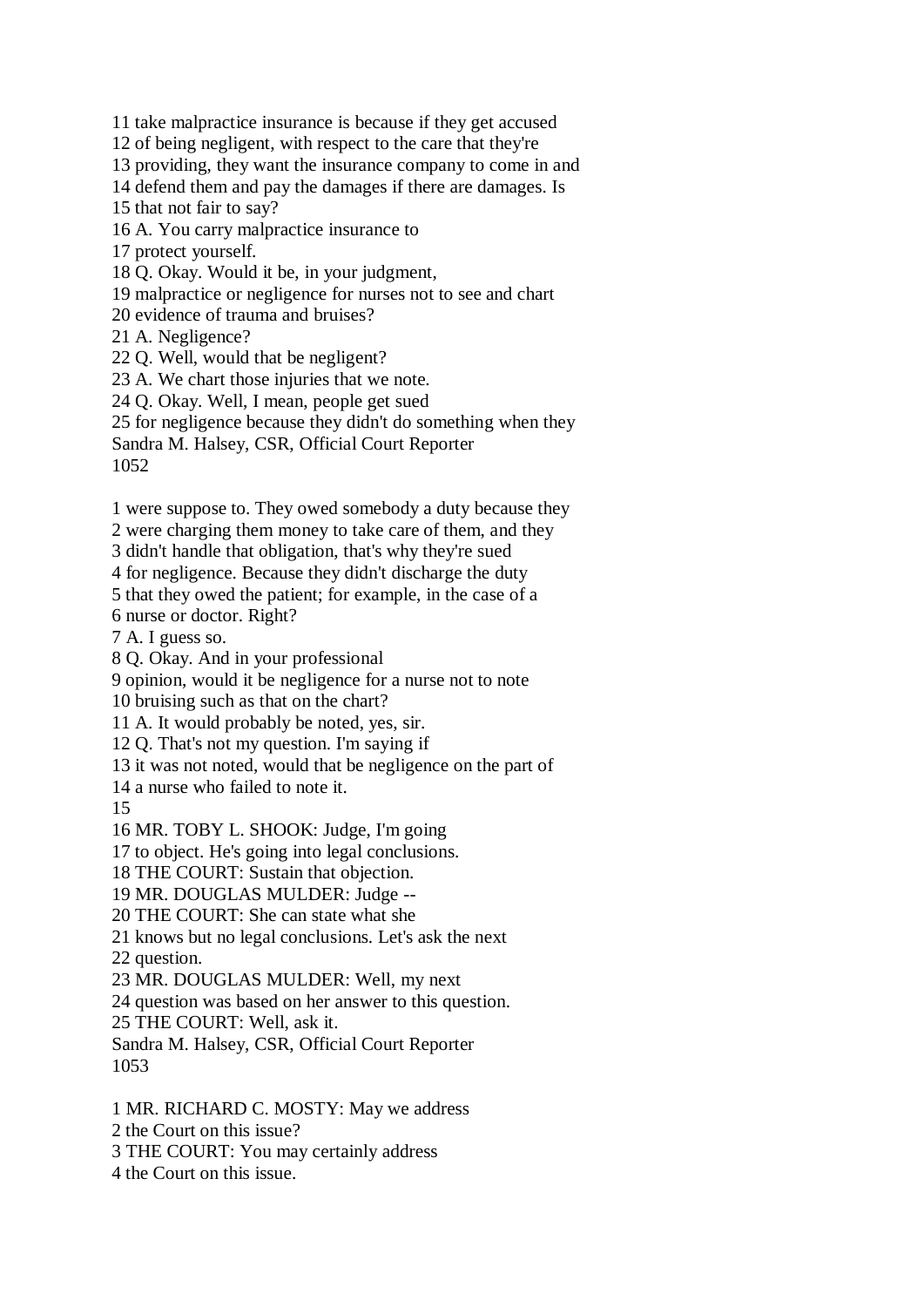11 take malpractice insurance is because if they get accused
12 of being negligent, with respect to the care that they're
13 providing, they want the insurance company to come in and
14 defend them and pay the damages if there are damages. Is
15 that not fair to say?
16 A. You carry malpractice insurance to
17 protect yourself.
18 Q. Okay. Would it be, in your judgment,
19 malpractice or negligence for nurses not to see and chart
20 evidence of trauma and bruises?
21 A. Negligence?
22 Q. Well, would that be negligent?
23 A. We chart those injuries that we note.
24 Q. Okay. Well, I mean, people get sued
25 for negligence because they didn't do something when they
Sandra M. Halsey, CSR, Official Court Reporter
1052

1 were suppose to. They owed somebody a duty because they
2 were charging them money to take care of them, and they
3 didn't handle that obligation, that's why they're sued
4 for negligence. Because they didn't discharge the duty
5 that they owed the patient; for example, in the case of a
6 nurse or doctor. Right?
7 A. I guess so.
8 Q. Okay. And in your professional
9 opinion, would it be negligence for a nurse not to note
10 bruising such as that on the chart?
11 A. It would probably be noted, yes, sir.
12 Q. That's not my question. I'm saying if
13 it was not noted, would that be negligence on the part of
14 a nurse who failed to note it.
15
16 MR. TOBY L. SHOOK: Judge, I'm going
17 to object. He's going into legal conclusions.
18 THE COURT: Sustain that objection.
19 MR. DOUGLAS MULDER: Judge --
20 THE COURT: She can state what she
21 knows but no legal conclusions. Let's ask the next
22 question.
23 MR. DOUGLAS MULDER: Well, my next
24 question was based on her answer to this question.
25 THE COURT: Well, ask it.
Sandra M. Halsey, CSR, Official Court Reporter
1053

1 MR. RICHARD C. MOSTY: May we address
2 the Court on this issue?
3 THE COURT: You may certainly address
4 the Court on this issue.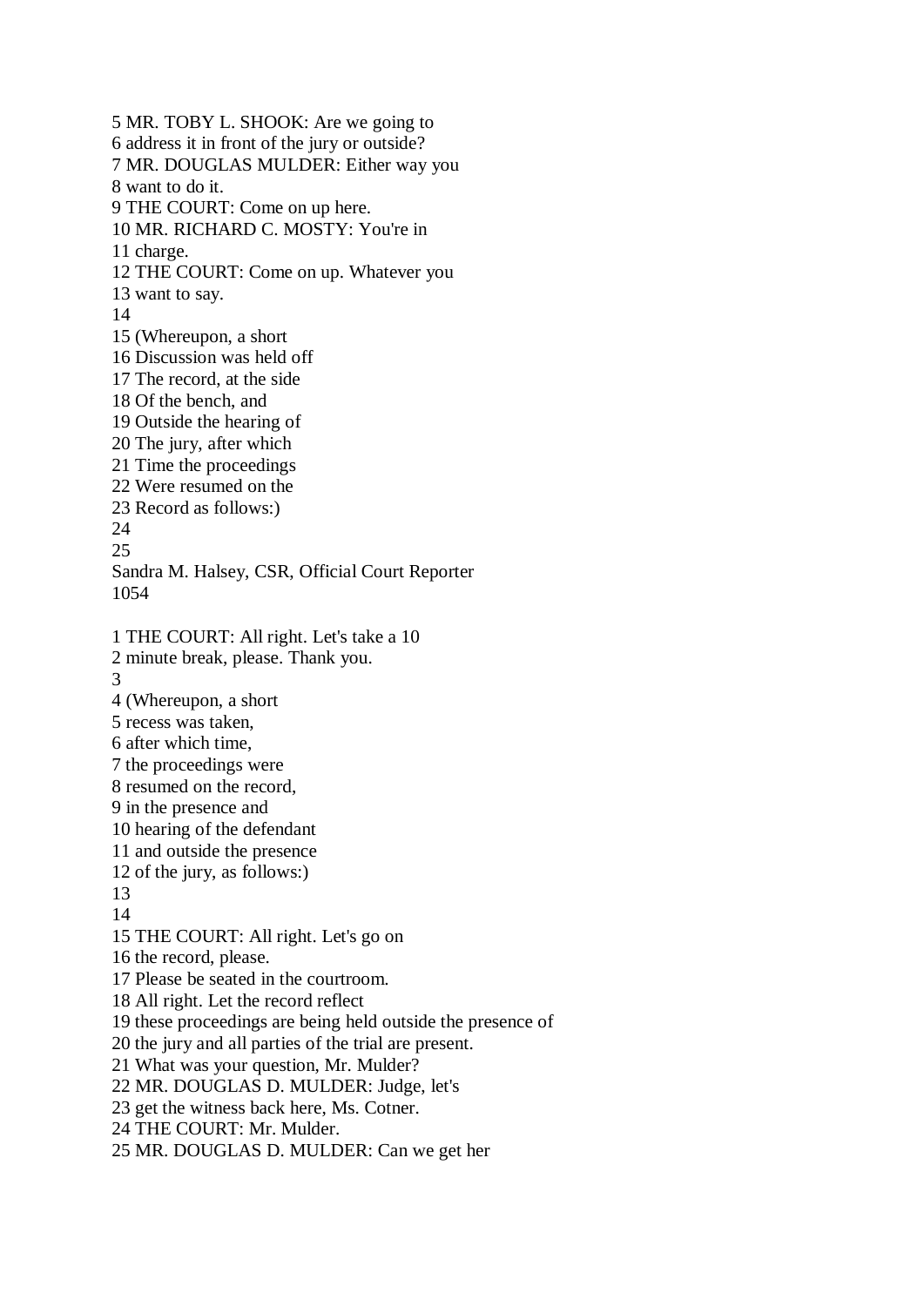5 MR. TOBY L. SHOOK: Are we going to
6 address it in front of the jury or outside?
7 MR. DOUGLAS MULDER: Either way you
8 want to do it.
9 THE COURT: Come on up here.
10 MR. RICHARD C. MOSTY: You're in
11 charge.
12 THE COURT: Come on up. Whatever you
13 want to say.
14
15 (Whereupon, a short
16 Discussion was held off
17 The record, at the side
18 Of the bench, and
19 Outside the hearing of
20 The jury, after which
21 Time the proceedings
22 Were resumed on the
23 Record as follows:)
24
25
Sandra M. Halsey, CSR, Official Court Reporter
1054

1 THE COURT: All right. Let's take a 10
2 minute break, please. Thank you.
3
4 (Whereupon, a short
5 recess was taken,
6 after which time,
7 the proceedings were
8 resumed on the record,
9 in the presence and
10 hearing of the defendant
11 and outside the presence
12 of the jury, as follows:)
13
14
15 THE COURT: All right. Let's go on
16 the record, please.
17 Please be seated in the courtroom.
18 All right. Let the record reflect
19 these proceedings are being held outside the presence of
20 the jury and all parties of the trial are present.
21 What was your question, Mr. Mulder?
22 MR. DOUGLAS D. MULDER: Judge, let's
23 get the witness back here, Ms. Cotner.
24 THE COURT: Mr. Mulder.
25 MR. DOUGLAS D. MULDER: Can we get her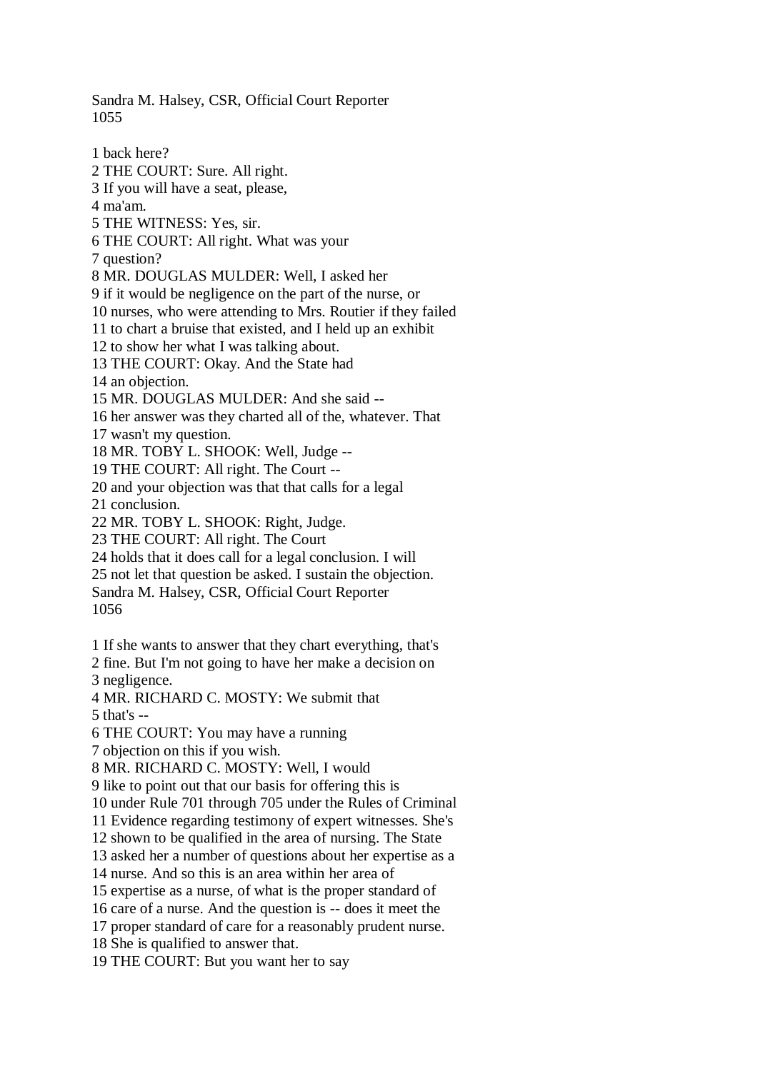1 back here?
2 THE COURT: Sure. All right.
3 If you will have a seat, please,
4 ma'am.
5 THE WITNESS: Yes, sir.
6 THE COURT: All right. What was your
7 question?
8 MR. DOUGLAS MULDER: Well, I asked her
9 if it would be negligence on the part of the nurse, or
10 nurses, who were attending to Mrs. Routier if they failed
11 to chart a bruise that existed, and I held up an exhibit
12 to show her what I was talking about.
13 THE COURT: Okay. And the State had
14 an objection.
15 MR. DOUGLAS MULDER: And she said --
16 her answer was they charted all of the, whatever. That
17 wasn't my question.
18 MR. TOBY L. SHOOK: Well, Judge --
19 THE COURT: All right. The Court --
20 and your objection was that that calls for a legal
21 conclusion.
22 MR. TOBY L. SHOOK: Right, Judge.
23 THE COURT: All right. The Court
24 holds that it does call for a legal conclusion. I will
25 not let that question be asked. I sustain the objection.

1 If she wants to answer that they chart everything, that's
2 fine. But I'm not going to have her make a decision on
3 negligence.
4 MR. RICHARD C. MOSTY: We submit that
5 that's --
6 THE COURT: You may have a running
7 objection on this if you wish.
8 MR. RICHARD C. MOSTY: Well, I would
9 like to point out that our basis for offering this is
10 under Rule 701 through 705 under the Rules of Criminal
11 Evidence regarding testimony of expert witnesses. She's
12 shown to be qualified in the area of nursing. The State
13 asked her a number of questions about her expertise as a
14 nurse. And so this is an area within her area of
15 expertise as a nurse, of what is the proper standard of
16 care of a nurse. And the question is -- does it meet the
17 proper standard of care for a reasonably prudent nurse.
18 She is qualified to answer that.
19 THE COURT: But you want her to say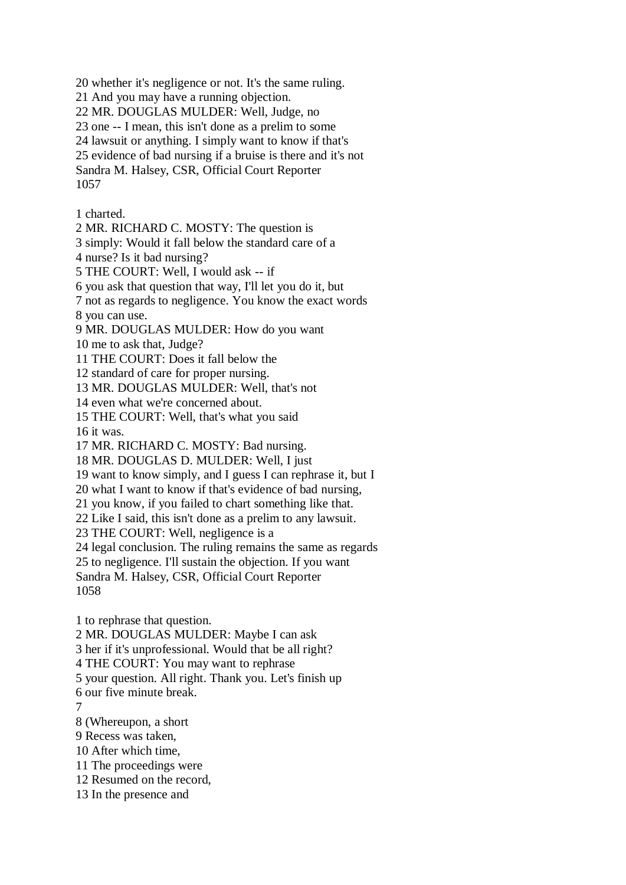20 whether it's negligence or not. It's the same ruling.
21 And you may have a running objection.
22 MR. DOUGLAS MULDER: Well, Judge, no
23 one -- I mean, this isn't done as a prelim to some
24 lawsuit or anything. I simply want to know if that's
25 evidence of bad nursing if a bruise is there and it's not

1 charted.
2 MR. RICHARD C. MOSTY: The question is
3 simply: Would it fall below the standard care of a
4 nurse? Is it bad nursing?
5 THE COURT: Well, I would ask -- if
6 you ask that question that way, I'll let you do it, but
7 not as regards to negligence. You know the exact words
8 you can use.
9 MR. DOUGLAS MULDER: How do you want
10 me to ask that, Judge?
11 THE COURT: Does it fall below the
12 standard of care for proper nursing.
13 MR. DOUGLAS MULDER: Well, that's not
14 even what we're concerned about.
15 THE COURT: Well, that's what you said
16 it was.
17 MR. RICHARD C. MOSTY: Bad nursing.
18 MR. DOUGLAS D. MULDER: Well, I just
19 want to know simply, and I guess I can rephrase it, but I
20 what I want to know if that's evidence of bad nursing,
21 you know, if you failed to chart something like that.
22 Like I said, this isn't done as a prelim to any lawsuit.
23 THE COURT: Well, negligence is a
24 legal conclusion. The ruling remains the same as regards
25 to negligence. I'll sustain the objection. If you want

1 to rephrase that question.
2 MR. DOUGLAS MULDER: Maybe I can ask
3 her if it's unprofessional. Would that be all right?
4 THE COURT: You may want to rephrase
5 your question. All right. Thank you. Let's finish up
6 our five minute break.
7
8 (Whereupon, a short
9 Recess was taken,
10 After which time,
11 The proceedings were
12 Resumed on the record,
13 In the presence and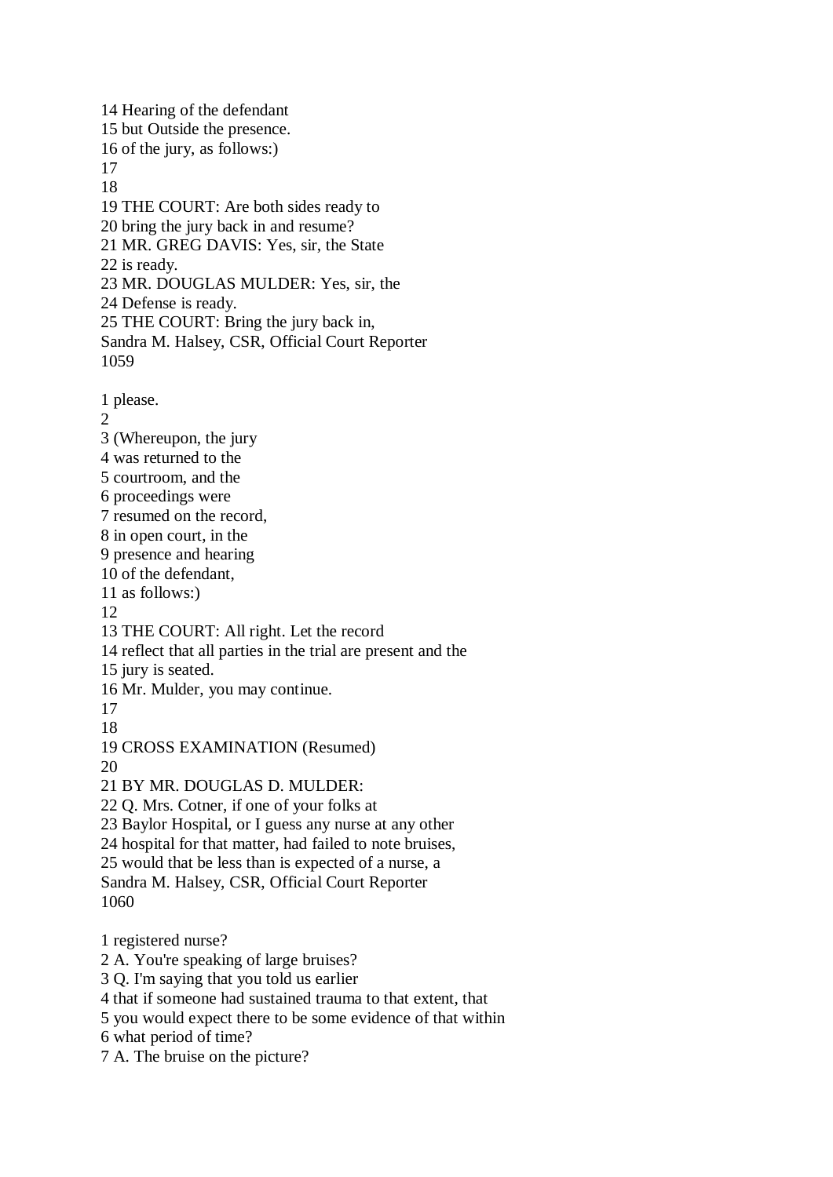14 Hearing of the defendant
15 but Outside the presence.
16 of the jury, as follows:)
17
18
19 THE COURT: Are both sides ready to
20 bring the jury back in and resume?
21 MR. GREG DAVIS: Yes, sir, the State
22 is ready.
23 MR. DOUGLAS MULDER: Yes, sir, the
24 Defense is ready.
25 THE COURT: Bring the jury back in,
Sandra M. Halsey, CSR, Official Court Reporter
1059

1 please.
2
3 (Whereupon, the jury
4 was returned to the
5 courtroom, and the
6 proceedings were
7 resumed on the record,
8 in open court, in the
9 presence and hearing
10 of the defendant,
11 as follows:)
12
13 THE COURT: All right. Let the record
14 reflect that all parties in the trial are present and the
15 jury is seated.
16 Mr. Mulder, you may continue.
17
18
19 CROSS EXAMINATION (Resumed)
20
21 BY MR. DOUGLAS D. MULDER:
22 Q. Mrs. Cotner, if one of your folks at
23 Baylor Hospital, or I guess any nurse at any other
24 hospital for that matter, had failed to note bruises,
25 would that be less than is expected of a nurse, a
Sandra M. Halsey, CSR, Official Court Reporter
1060

1 registered nurse?
2 A. You're speaking of large bruises?
3 Q. I'm saying that you told us earlier
4 that if someone had sustained trauma to that extent, that
5 you would expect there to be some evidence of that within
6 what period of time?
7 A. The bruise on the picture?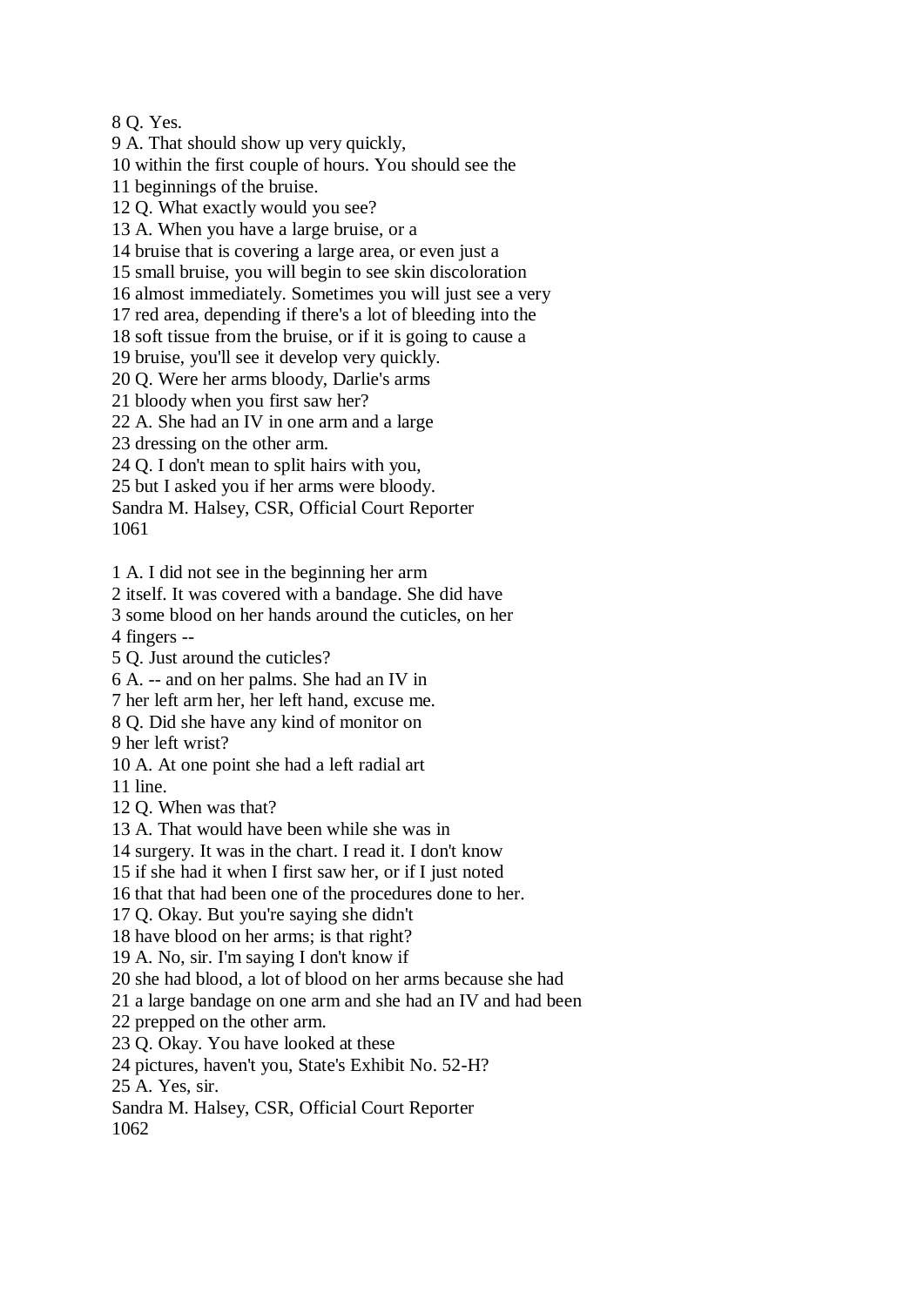8 Q. Yes.
9 A. That should show up very quickly,
10 within the first couple of hours. You should see the
11 beginnings of the bruise.
12 Q. What exactly would you see?
13 A. When you have a large bruise, or a
14 bruise that is covering a large area, or even just a
15 small bruise, you will begin to see skin discoloration
16 almost immediately. Sometimes you will just see a very
17 red area, depending if there's a lot of bleeding into the
18 soft tissue from the bruise, or if it is going to cause a
19 bruise, you'll see it develop very quickly.
20 Q. Were her arms bloody, Darlie's arms
21 bloody when you first saw her?
22 A. She had an IV in one arm and a large
23 dressing on the other arm.
24 Q. I don't mean to split hairs with you,
25 but I asked you if her arms were bloody.
Sandra M. Halsey, CSR, Official Court Reporter
1061

1 A. I did not see in the beginning her arm
2 itself. It was covered with a bandage. She did have
3 some blood on her hands around the cuticles, on her
4 fingers --
5 Q. Just around the cuticles?
6 A. -- and on her palms. She had an IV in
7 her left arm her, her left hand, excuse me.
8 Q. Did she have any kind of monitor on
9 her left wrist?
10 A. At one point she had a left radial art
11 line.
12 Q. When was that?
13 A. That would have been while she was in
14 surgery. It was in the chart. I read it. I don't know
15 if she had it when I first saw her, or if I just noted
16 that that had been one of the procedures done to her.
17 Q. Okay. But you're saying she didn't
18 have blood on her arms; is that right?
19 A. No, sir. I'm saying I don't know if
20 she had blood, a lot of blood on her arms because she had
21 a large bandage on one arm and she had an IV and had been
22 prepped on the other arm.
23 Q. Okay. You have looked at these
24 pictures, haven't you, State's Exhibit No. 52-H?
25 A. Yes, sir.
Sandra M. Halsey, CSR, Official Court Reporter
1062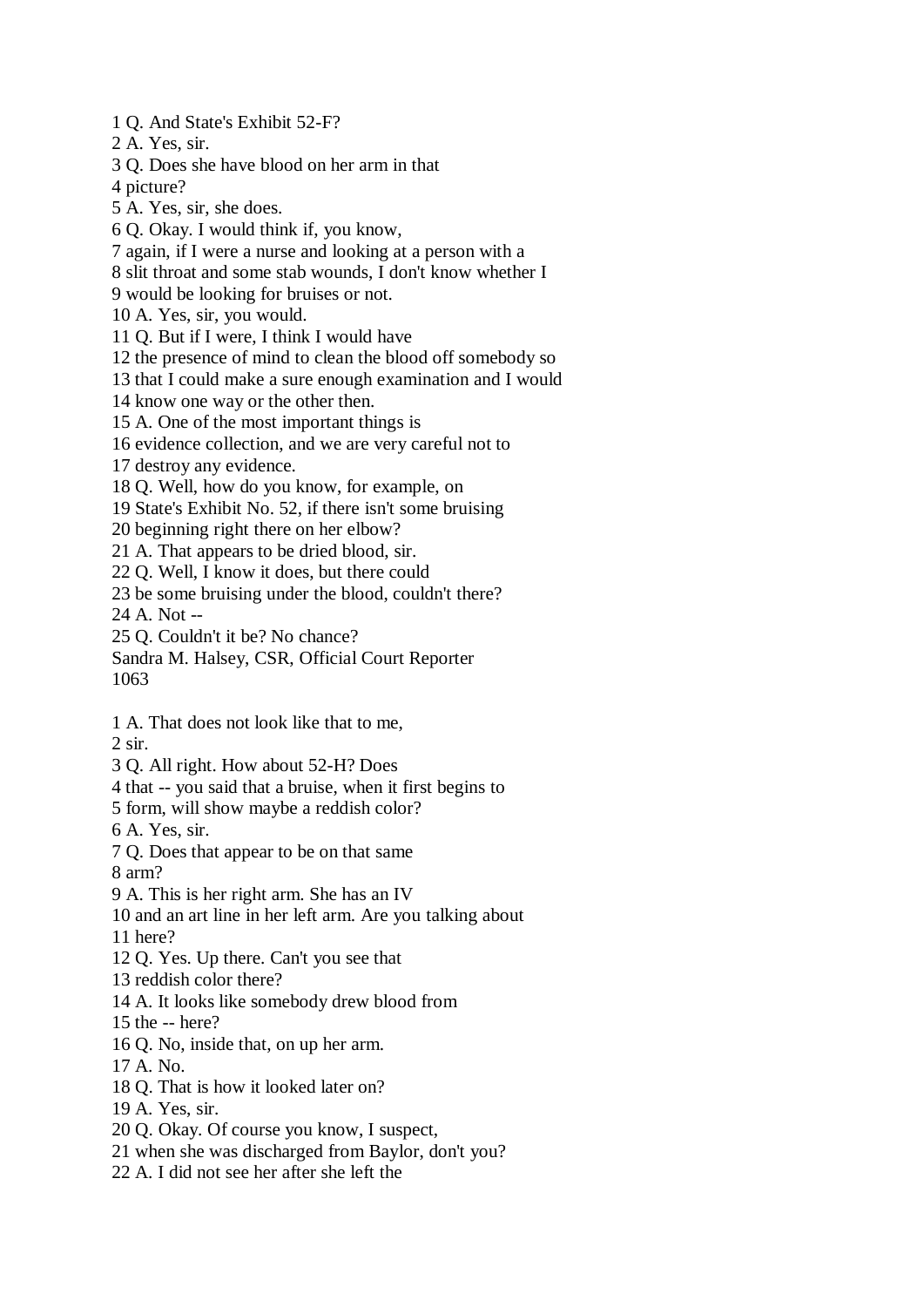1 Q. And State's Exhibit 52-F?
2 A. Yes, sir.
3 Q. Does she have blood on her arm in that
4 picture?
5 A. Yes, sir, she does.
6 Q. Okay. I would think if, you know,
7 again, if I were a nurse and looking at a person with a
8 slit throat and some stab wounds, I don't know whether I
9 would be looking for bruises or not.
10 A. Yes, sir, you would.
11 Q. But if I were, I think I would have
12 the presence of mind to clean the blood off somebody so
13 that I could make a sure enough examination and I would
14 know one way or the other then.
15 A. One of the most important things is
16 evidence collection, and we are very careful not to
17 destroy any evidence.
18 Q. Well, how do you know, for example, on
19 State's Exhibit No. 52, if there isn't some bruising
20 beginning right there on her elbow?
21 A. That appears to be dried blood, sir.
22 Q. Well, I know it does, but there could
23 be some bruising under the blood, couldn't there?
24 A. Not --
25 Q. Couldn't it be? No chance?
Sandra M. Halsey, CSR, Official Court Reporter

1 A. That does not look like that to me,
2 sir.
3 Q. All right. How about 52-H? Does
4 that -- you said that a bruise, when it first begins to
5 form, will show maybe a reddish color?
6 A. Yes, sir.
7 Q. Does that appear to be on that same
8 arm?
9 A. This is her right arm. She has an IV
10 and an art line in her left arm. Are you talking about
11 here?
12 Q. Yes. Up there. Can't you see that
13 reddish color there?
14 A. It looks like somebody drew blood from
15 the -- here?
16 Q. No, inside that, on up her arm.
17 A. No.
18 Q. That is how it looked later on?
19 A. Yes, sir.
20 Q. Okay. Of course you know, I suspect,
21 when she was discharged from Baylor, don't you?
22 A. I did not see her after she left the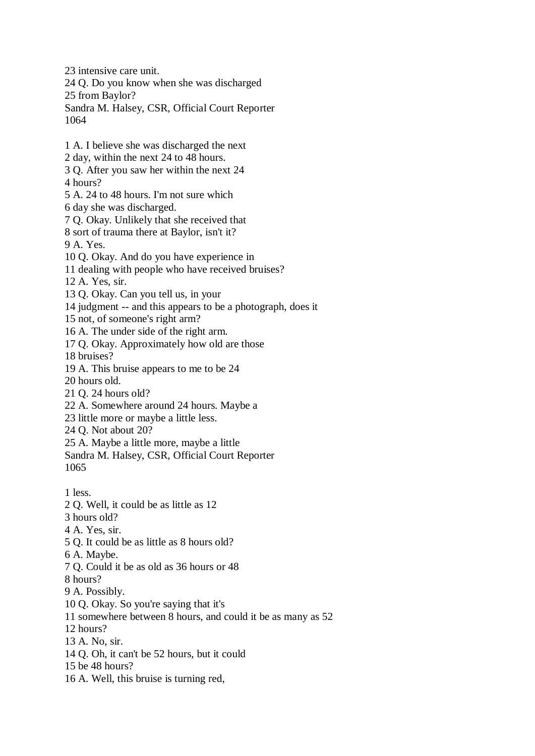23 intensive care unit.
24 Q. Do you know when she was discharged
25 from Baylor?

1 A. I believe she was discharged the next
2 day, within the next 24 to 48 hours.
3 Q. After you saw her within the next 24
4 hours?
5 A. 24 to 48 hours. I'm not sure which
6 day she was discharged.
7 Q. Okay. Unlikely that she received that
8 sort of trauma there at Baylor, isn't it?
9 A. Yes.
10 Q. Okay. And do you have experience in
11 dealing with people who have received bruises?
12 A. Yes, sir.
13 Q. Okay. Can you tell us, in your
14 judgment -- and this appears to be a photograph, does it
15 not, of someone's right arm?
16 A. The under side of the right arm.
17 Q. Okay. Approximately how old are those
18 bruises?
19 A. This bruise appears to me to be 24
20 hours old.
21 Q. 24 hours old?
22 A. Somewhere around 24 hours. Maybe a
23 little more or maybe a little less.
24 Q. Not about 20?
25 A. Maybe a little more, maybe a little

1 less.
2 Q. Well, it could be as little as 12
3 hours old?
4 A. Yes, sir.
5 Q. It could be as little as 8 hours old?
6 A. Maybe.
7 Q. Could it be as old as 36 hours or 48
8 hours?
9 A. Possibly.
10 Q. Okay. So you're saying that it's
11 somewhere between 8 hours, and could it be as many as 52
12 hours?
13 A. No, sir.
14 Q. Oh, it can't be 52 hours, but it could
15 be 48 hours?
16 A. Well, this bruise is turning red,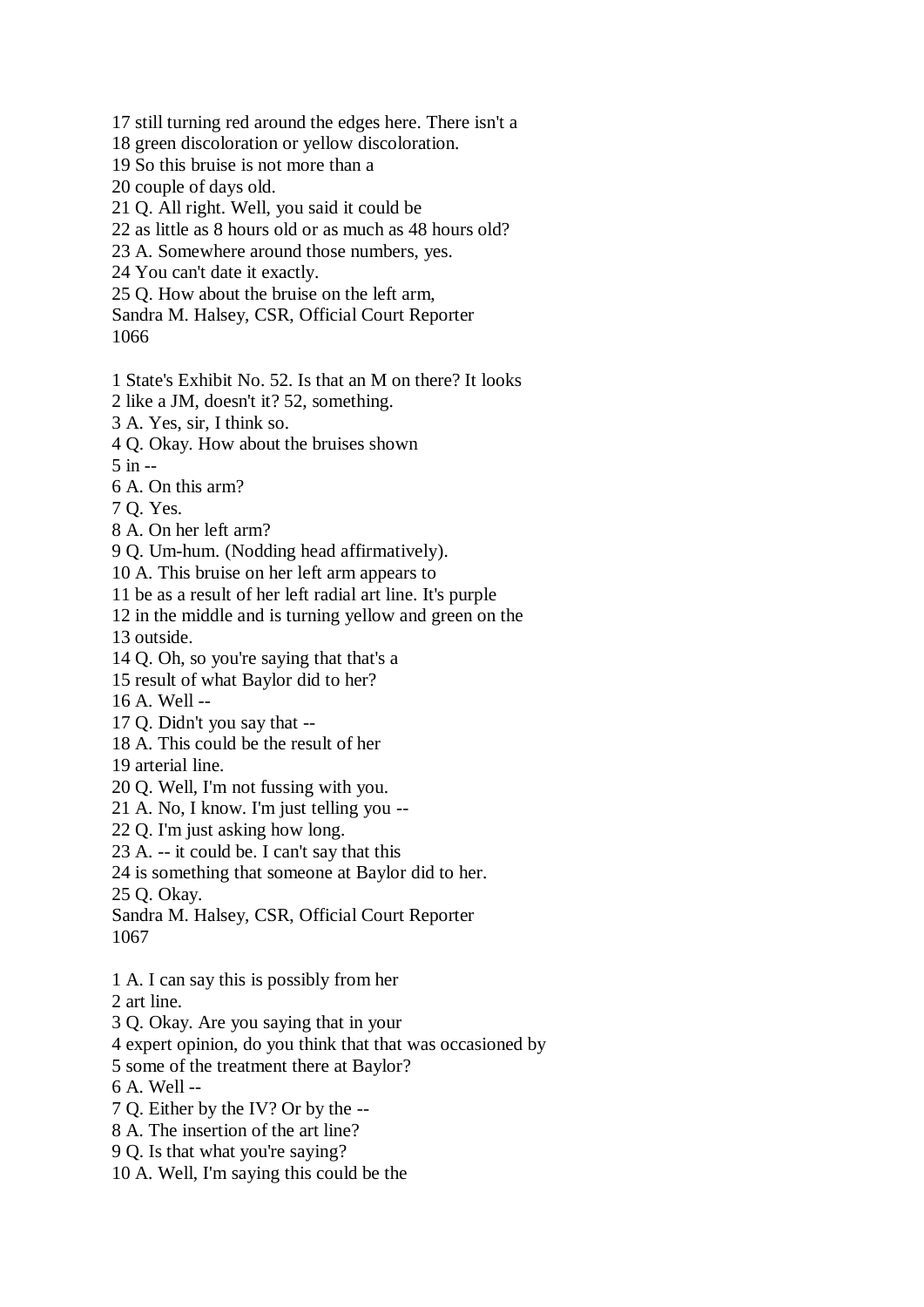17 still turning red around the edges here. There isn't a
18 green discoloration or yellow discoloration.
19 So this bruise is not more than a
20 couple of days old.
21 Q. All right. Well, you said it could be
22 as little as 8 hours old or as much as 48 hours old?
23 A. Somewhere around those numbers, yes.
24 You can't date it exactly.
25 Q. How about the bruise on the left arm,
Sandra M. Halsey, CSR, Official Court Reporter
1066

1 State's Exhibit No. 52. Is that an M on there? It looks
2 like a JM, doesn't it? 52, something.
3 A. Yes, sir, I think so.
4 Q. Okay. How about the bruises shown
5 in --
6 A. On this arm?
7 Q. Yes.
8 A. On her left arm?
9 Q. Um-hum. (Nodding head affirmatively).
10 A. This bruise on her left arm appears to
11 be as a result of her left radial art line. It's purple
12 in the middle and is turning yellow and green on the
13 outside.
14 Q. Oh, so you're saying that that's a
15 result of what Baylor did to her?
16 A. Well --
17 Q. Didn't you say that --
18 A. This could be the result of her
19 arterial line.
20 Q. Well, I'm not fussing with you.
21 A. No, I know. I'm just telling you --
22 Q. I'm just asking how long.
23 A. -- it could be. I can't say that this
24 is something that someone at Baylor did to her.
25 Q. Okay.
Sandra M. Halsey, CSR, Official Court Reporter
1067

1 A. I can say this is possibly from her
2 art line.
3 Q. Okay. Are you saying that in your
4 expert opinion, do you think that that was occasioned by
5 some of the treatment there at Baylor?
6 A. Well --
7 Q. Either by the IV? Or by the --
8 A. The insertion of the art line?
9 Q. Is that what you're saying?
10 A. Well, I'm saying this could be the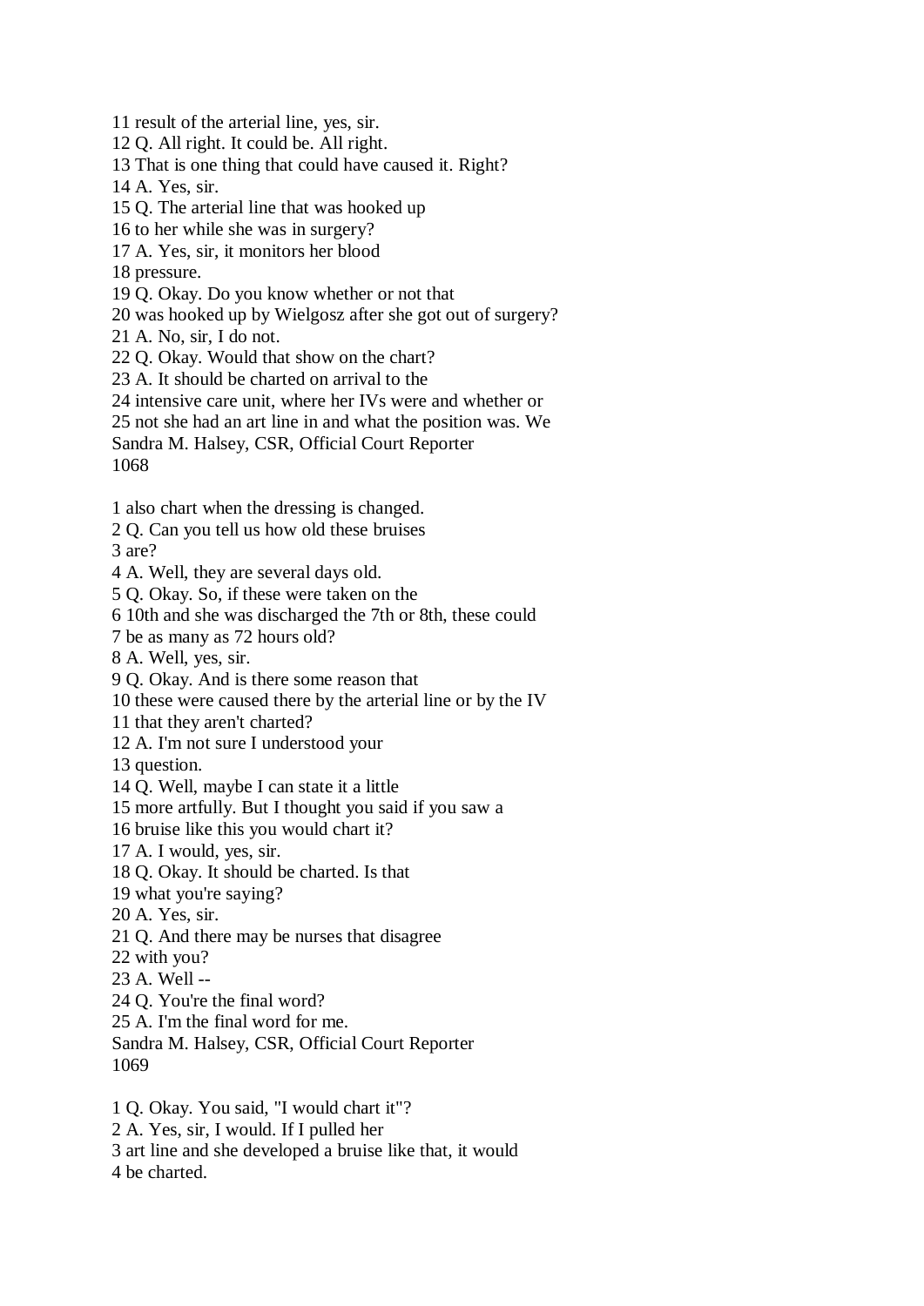11 result of the arterial line, yes, sir.
12 Q. All right. It could be. All right.
13 That is one thing that could have caused it. Right?
14 A. Yes, sir.
15 Q. The arterial line that was hooked up
16 to her while she was in surgery?
17 A. Yes, sir, it monitors her blood
18 pressure.
19 Q. Okay. Do you know whether or not that
20 was hooked up by Wielgosz after she got out of surgery?
21 A. No, sir, I do not.
22 Q. Okay. Would that show on the chart?
23 A. It should be charted on arrival to the
24 intensive care unit, where her IVs were and whether or
25 not she had an art line in and what the position was. We
Sandra M. Halsey, CSR, Official Court Reporter
1068

1 also chart when the dressing is changed.
2 Q. Can you tell us how old these bruises
3 are?
4 A. Well, they are several days old.
5 Q. Okay. So, if these were taken on the
6 10th and she was discharged the 7th or 8th, these could
7 be as many as 72 hours old?
8 A. Well, yes, sir.
9 Q. Okay. And is there some reason that
10 these were caused there by the arterial line or by the IV
11 that they aren't charted?
12 A. I'm not sure I understood your
13 question.
14 Q. Well, maybe I can state it a little
15 more artfully. But I thought you said if you saw a
16 bruise like this you would chart it?
17 A. I would, yes, sir.
18 Q. Okay. It should be charted. Is that
19 what you're saying?
20 A. Yes, sir.
21 Q. And there may be nurses that disagree
22 with you?
23 A. Well --
24 Q. You're the final word?
25 A. I'm the final word for me.
Sandra M. Halsey, CSR, Official Court Reporter
1069

1 Q. Okay. You said, "I would chart it"?
2 A. Yes, sir, I would. If I pulled her
3 art line and she developed a bruise like that, it would
4 be charted.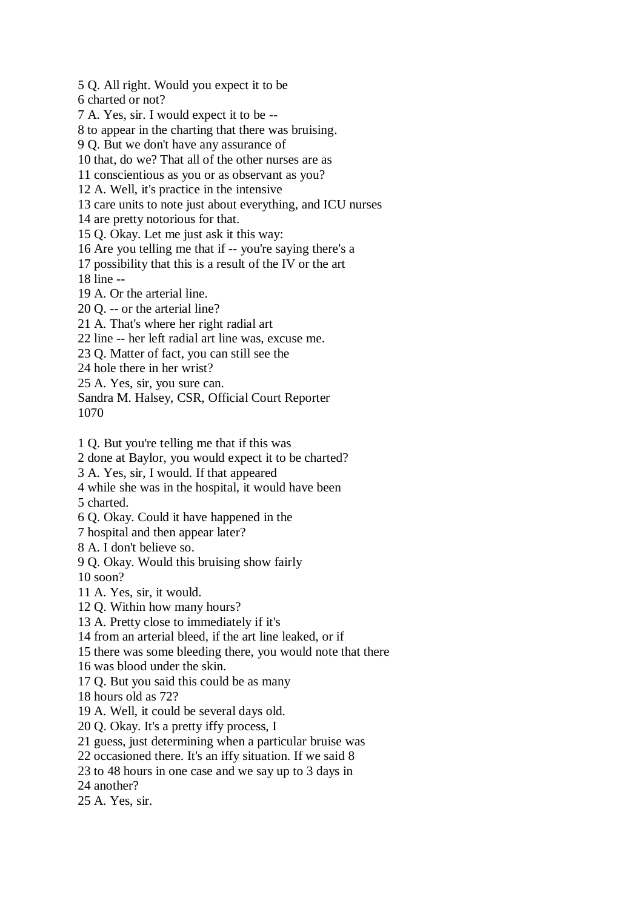5 Q. All right. Would you expect it to be
6 charted or not?
7 A. Yes, sir. I would expect it to be --
8 to appear in the charting that there was bruising.
9 Q. But we don't have any assurance of
10 that, do we? That all of the other nurses are as
11 conscientious as you or as observant as you?
12 A. Well, it's practice in the intensive
13 care units to note just about everything, and ICU nurses
14 are pretty notorious for that.
15 Q. Okay. Let me just ask it this way:
16 Are you telling me that if -- you're saying there's a
17 possibility that this is a result of the IV or the art
18 line --
19 A. Or the arterial line.
20 Q. -- or the arterial line?
21 A. That's where her right radial art
22 line -- her left radial art line was, excuse me.
23 Q. Matter of fact, you can still see the
24 hole there in her wrist?
25 A. Yes, sir, you sure can.
Sandra M. Halsey, CSR, Official Court Reporter

1 Q. But you're telling me that if this was
2 done at Baylor, you would expect it to be charted?
3 A. Yes, sir, I would. If that appeared
4 while she was in the hospital, it would have been
5 charted.
6 Q. Okay. Could it have happened in the
7 hospital and then appear later?
8 A. I don't believe so.
9 Q. Okay. Would this bruising show fairly
10 soon?
11 A. Yes, sir, it would.
12 Q. Within how many hours?
13 A. Pretty close to immediately if it's
14 from an arterial bleed, if the art line leaked, or if
15 there was some bleeding there, you would note that there
16 was blood under the skin.
17 Q. But you said this could be as many
18 hours old as 72?
19 A. Well, it could be several days old.
20 Q. Okay. It's a pretty iffy process, I
21 guess, just determining when a particular bruise was
22 occasioned there. It's an iffy situation. If we said 8
23 to 48 hours in one case and we say up to 3 days in
24 another?
25 A. Yes, sir.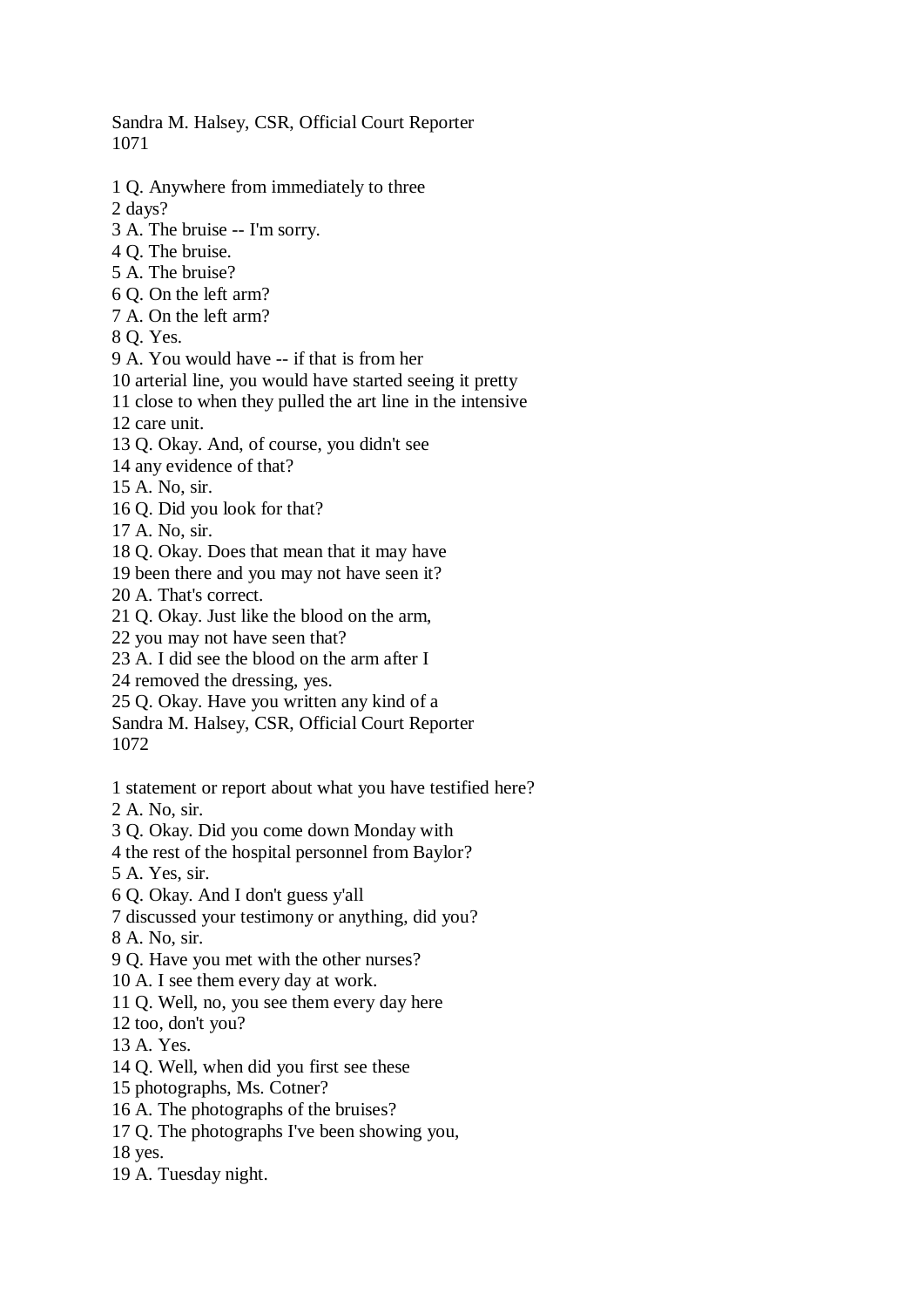1 Q. Anywhere from immediately to three
2 days?
3 A. The bruise -- I'm sorry.
4 Q. The bruise.
5 A. The bruise?
6 Q. On the left arm?
7 A. On the left arm?
8 Q. Yes.
9 A. You would have -- if that is from her
10 arterial line, you would have started seeing it pretty
11 close to when they pulled the art line in the intensive
12 care unit.
13 Q. Okay. And, of course, you didn't see
14 any evidence of that?
15 A. No, sir.
16 Q. Did you look for that?
17 A. No, sir.
18 Q. Okay. Does that mean that it may have
19 been there and you may not have seen it?
20 A. That's correct.
21 Q. Okay. Just like the blood on the arm,
22 you may not have seen that?
23 A. I did see the blood on the arm after I
24 removed the dressing, yes.
25 Q. Okay. Have you written any kind of a

1 statement or report about what you have testified here?
2 A. No, sir.
3 Q. Okay. Did you come down Monday with
4 the rest of the hospital personnel from Baylor?
5 A. Yes, sir.
6 Q. Okay. And I don't guess y'all
7 discussed your testimony or anything, did you?
8 A. No, sir.
9 Q. Have you met with the other nurses?
10 A. I see them every day at work.
11 Q. Well, no, you see them every day here
12 too, don't you?
13 A. Yes.
14 Q. Well, when did you first see these
15 photographs, Ms. Cotner?
16 A. The photographs of the bruises?
17 Q. The photographs I've been showing you,
18 yes.
19 A. Tuesday night.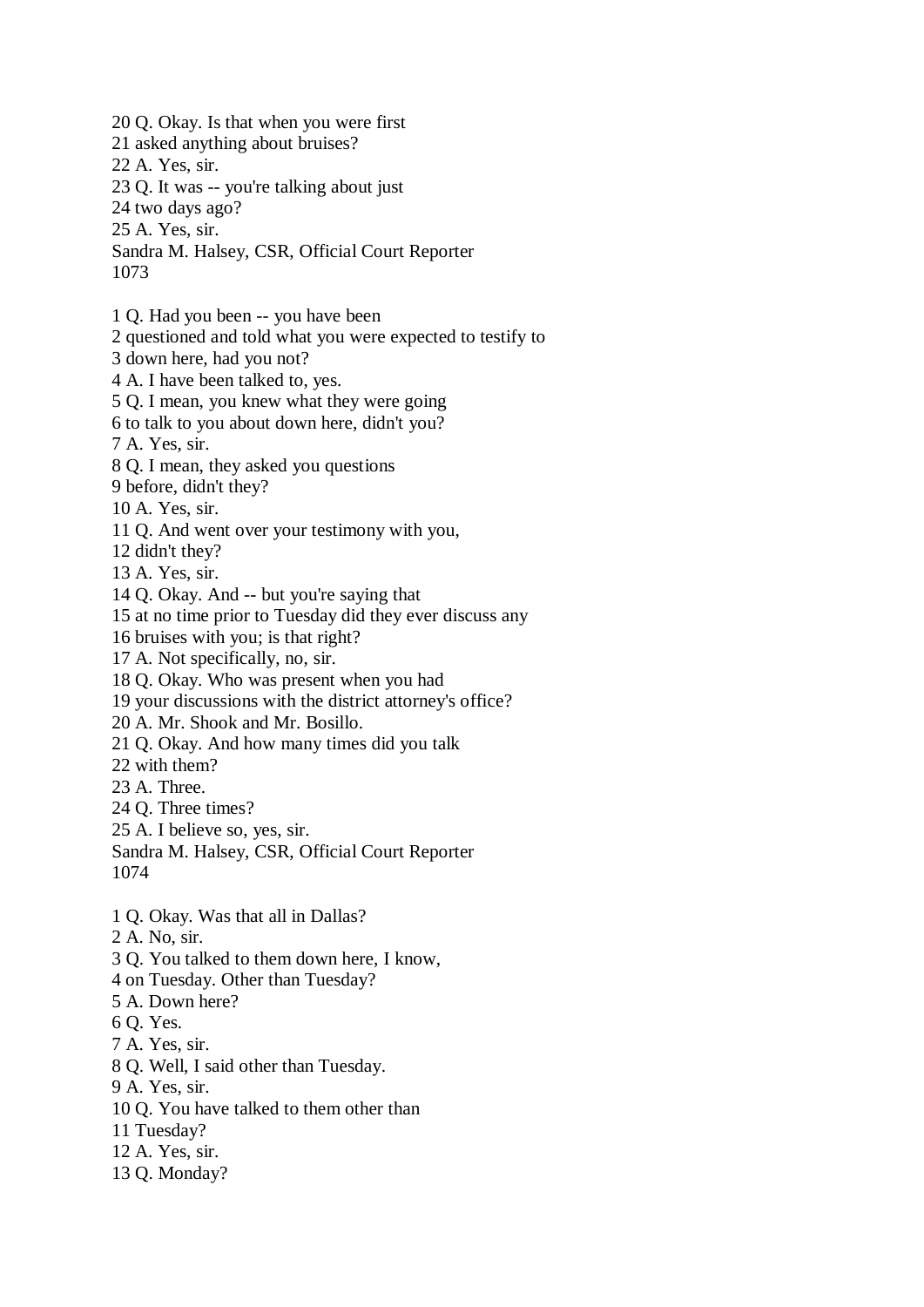20 Q. Okay. Is that when you were first
21 asked anything about bruises?
22 A. Yes, sir.
23 Q. It was -- you're talking about just
24 two days ago?
25 A. Yes, sir.

1 Q. Had you been -- you have been
2 questioned and told what you were expected to testify to
3 down here, had you not?
4 A. I have been talked to, yes.
5 Q. I mean, you knew what they were going
6 to talk to you about down here, didn't you?
7 A. Yes, sir.
8 Q. I mean, they asked you questions
9 before, didn't they?
10 A. Yes, sir.
11 Q. And went over your testimony with you,
12 didn't they?
13 A. Yes, sir.
14 Q. Okay. And -- but you're saying that
15 at no time prior to Tuesday did they ever discuss any
16 bruises with you; is that right?
17 A. Not specifically, no, sir.
18 Q. Okay. Who was present when you had
19 your discussions with the district attorney's office?
20 A. Mr. Shook and Mr. Bosillo.
21 Q. Okay. And how many times did you talk
22 with them?
23 A. Three.
24 Q. Three times?
25 A. I believe so, yes, sir.

1 Q. Okay. Was that all in Dallas?
2 A. No, sir.
3 Q. You talked to them down here, I know,
4 on Tuesday. Other than Tuesday?
5 A. Down here?
6 Q. Yes.
7 A. Yes, sir.
8 Q. Well, I said other than Tuesday.
9 A. Yes, sir.
10 Q. You have talked to them other than
11 Tuesday?
12 A. Yes, sir.
13 Q. Monday?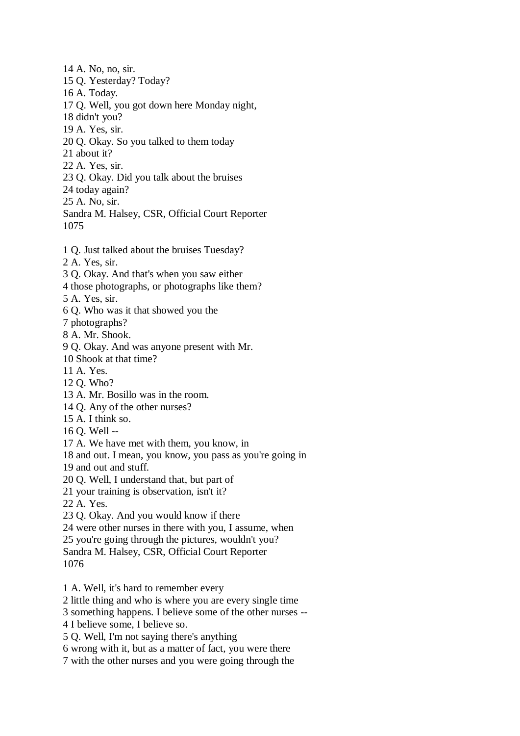14 A. No, no, sir.
15 Q. Yesterday? Today?
16 A. Today.
17 Q. Well, you got down here Monday night,
18 didn't you?
19 A. Yes, sir.
20 Q. Okay. So you talked to them today
21 about it?
22 A. Yes, sir.
23 Q. Okay. Did you talk about the bruises
24 today again?
25 A. No, sir.
Sandra M. Halsey, CSR, Official Court Reporter
1075

1 Q. Just talked about the bruises Tuesday?
2 A. Yes, sir.
3 Q. Okay. And that's when you saw either
4 those photographs, or photographs like them?
5 A. Yes, sir.
6 Q. Who was it that showed you the
7 photographs?
8 A. Mr. Shook.
9 Q. Okay. And was anyone present with Mr.
10 Shook at that time?
11 A. Yes.
12 Q. Who?
13 A. Mr. Bosillo was in the room.
14 Q. Any of the other nurses?
15 A. I think so.
16 Q. Well --
17 A. We have met with them, you know, in
18 and out. I mean, you know, you pass as you're going in
19 and out and stuff.
20 Q. Well, I understand that, but part of
21 your training is observation, isn't it?
22 A. Yes.
23 Q. Okay. And you would know if there
24 were other nurses in there with you, I assume, when
25 you're going through the pictures, wouldn't you?
Sandra M. Halsey, CSR, Official Court Reporter
1076

1 A. Well, it's hard to remember every
2 little thing and who is where you are every single time
3 something happens. I believe some of the other nurses --
4 I believe some, I believe so.
5 Q. Well, I'm not saying there's anything
6 wrong with it, but as a matter of fact, you were there
7 with the other nurses and you were going through the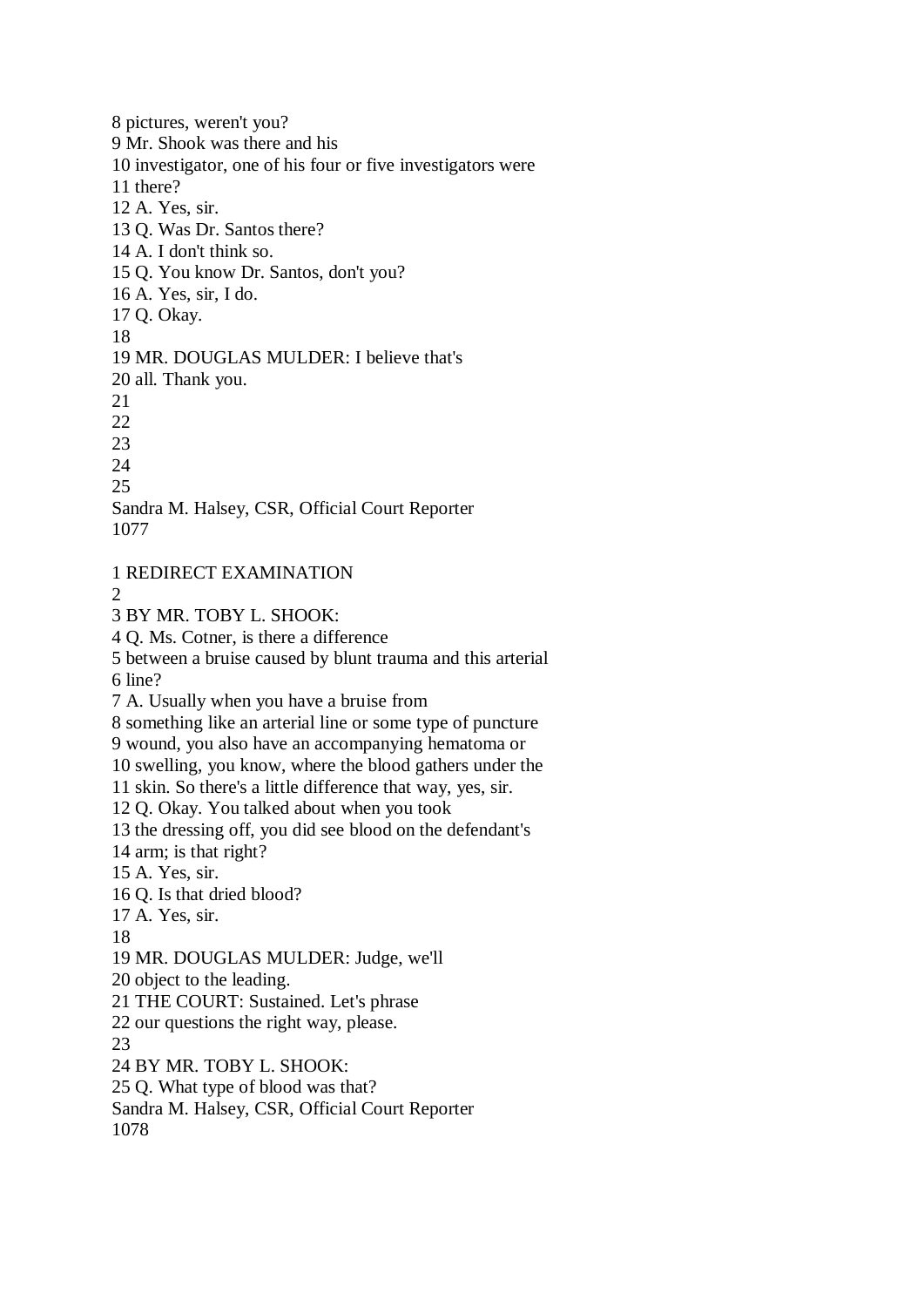8 pictures, weren't you?
9 Mr. Shook was there and his
10 investigator, one of his four or five investigators were
11 there?
12 A. Yes, sir.
13 Q. Was Dr. Santos there?
14 A. I don't think so.
15 Q. You know Dr. Santos, don't you?
16 A. Yes, sir, I do.
17 Q. Okay.
18
19 MR. DOUGLAS MULDER: I believe that's
20 all. Thank you.
21
22
23
24
25
Sandra M. Halsey, CSR, Official Court Reporter
1077

1 REDIRECT EXAMINATION
2
3 BY MR. TOBY L. SHOOK:
4 Q. Ms. Cotner, is there a difference
5 between a bruise caused by blunt trauma and this arterial
6 line?
7 A. Usually when you have a bruise from
8 something like an arterial line or some type of puncture
9 wound, you also have an accompanying hematoma or
10 swelling, you know, where the blood gathers under the
11 skin. So there's a little difference that way, yes, sir.
12 Q. Okay. You talked about when you took
13 the dressing off, you did see blood on the defendant's
14 arm; is that right?
15 A. Yes, sir.
16 Q. Is that dried blood?
17 A. Yes, sir.
18
19 MR. DOUGLAS MULDER: Judge, we'll
20 object to the leading.
21 THE COURT: Sustained. Let's phrase
22 our questions the right way, please.
23
24 BY MR. TOBY L. SHOOK:
25 Q. What type of blood was that?
Sandra M. Halsey, CSR, Official Court Reporter
1078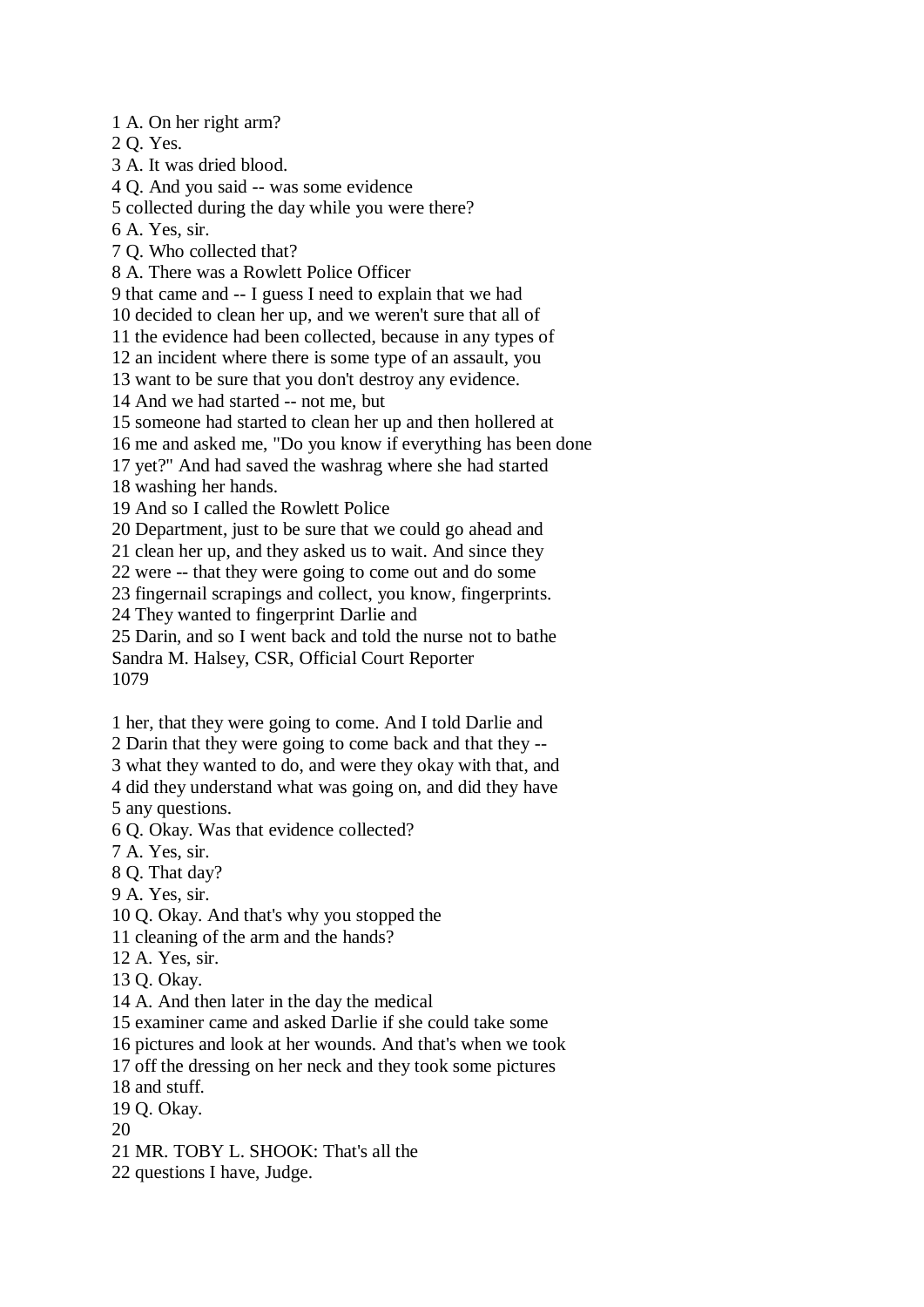1 A. On her right arm?
2 Q. Yes.
3 A. It was dried blood.
4 Q. And you said -- was some evidence
5 collected during the day while you were there?
6 A. Yes, sir.
7 Q. Who collected that?
8 A. There was a Rowlett Police Officer
9 that came and -- I guess I need to explain that we had
10 decided to clean her up, and we weren't sure that all of
11 the evidence had been collected, because in any types of
12 an incident where there is some type of an assault, you
13 want to be sure that you don't destroy any evidence.
14 And we had started -- not me, but
15 someone had started to clean her up and then hollered at
16 me and asked me, "Do you know if everything has been done
17 yet?" And had saved the washrag where she had started
18 washing her hands.
19 And so I called the Rowlett Police
20 Department, just to be sure that we could go ahead and
21 clean her up, and they asked us to wait. And since they
22 were -- that they were going to come out and do some
23 fingernail scrapings and collect, you know, fingerprints.
24 They wanted to fingerprint Darlie and
25 Darin, and so I went back and told the nurse not to bathe
Sandra M. Halsey, CSR, Official Court Reporter
1079

1 her, that they were going to come. And I told Darlie and
2 Darin that they were going to come back and that they --
3 what they wanted to do, and were they okay with that, and
4 did they understand what was going on, and did they have
5 any questions.
6 Q. Okay. Was that evidence collected?
7 A. Yes, sir.
8 Q. That day?
9 A. Yes, sir.
10 Q. Okay. And that's why you stopped the
11 cleaning of the arm and the hands?
12 A. Yes, sir.
13 Q. Okay.
14 A. And then later in the day the medical
15 examiner came and asked Darlie if she could take some
16 pictures and look at her wounds. And that's when we took
17 off the dressing on her neck and they took some pictures
18 and stuff.
19 Q. Okay.
20
21 MR. TOBY L. SHOOK: That's all the
22 questions I have, Judge.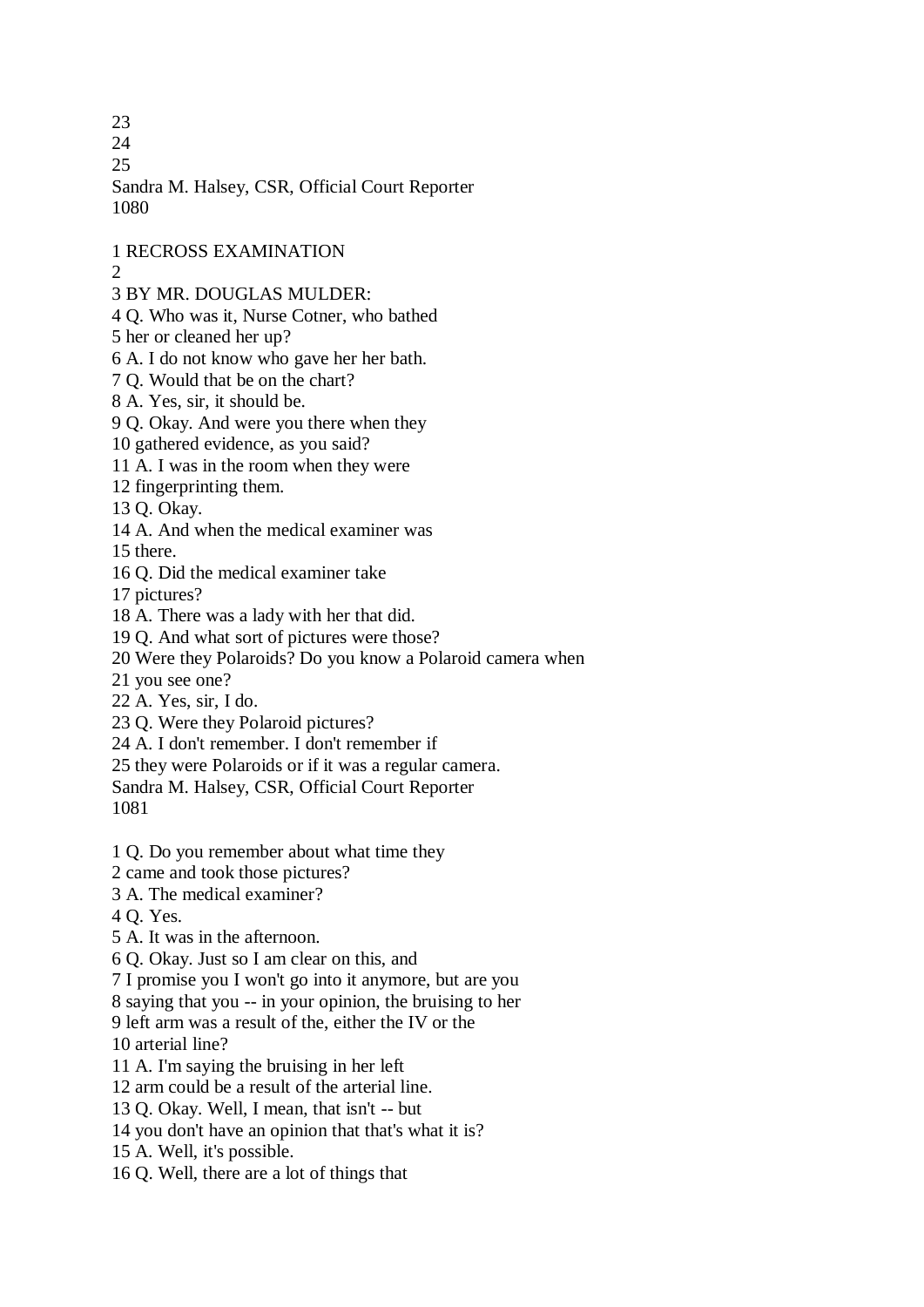23
24
25

1 RECROSS EXAMINATION
2
3 BY MR. DOUGLAS MULDER:
4 Q. Who was it, Nurse Cotner, who bathed
5 her or cleaned her up?
6 A. I do not know who gave her her bath.
7 Q. Would that be on the chart?
8 A. Yes, sir, it should be.
9 Q. Okay. And were you there when they
10 gathered evidence, as you said?
11 A. I was in the room when they were
12 fingerprinting them.
13 Q. Okay.
14 A. And when the medical examiner was
15 there.
16 Q. Did the medical examiner take
17 pictures?
18 A. There was a lady with her that did.
19 Q. And what sort of pictures were those?
20 Were they Polaroids? Do you know a Polaroid camera when
21 you see one?
22 A. Yes, sir, I do.
23 Q. Were they Polaroid pictures?
24 A. I don't remember. I don't remember if
25 they were Polaroids or if it was a regular camera.

1 Q. Do you remember about what time they
2 came and took those pictures?
3 A. The medical examiner?
4 Q. Yes.
5 A. It was in the afternoon.
6 Q. Okay. Just so I am clear on this, and
7 I promise you I won't go into it anymore, but are you
8 saying that you -- in your opinion, the bruising to her
9 left arm was a result of the, either the IV or the
10 arterial line?
11 A. I'm saying the bruising in her left
12 arm could be a result of the arterial line.
13 Q. Okay. Well, I mean, that isn't -- but
14 you don't have an opinion that that's what it is?
15 A. Well, it's possible.
16 Q. Well, there are a lot of things that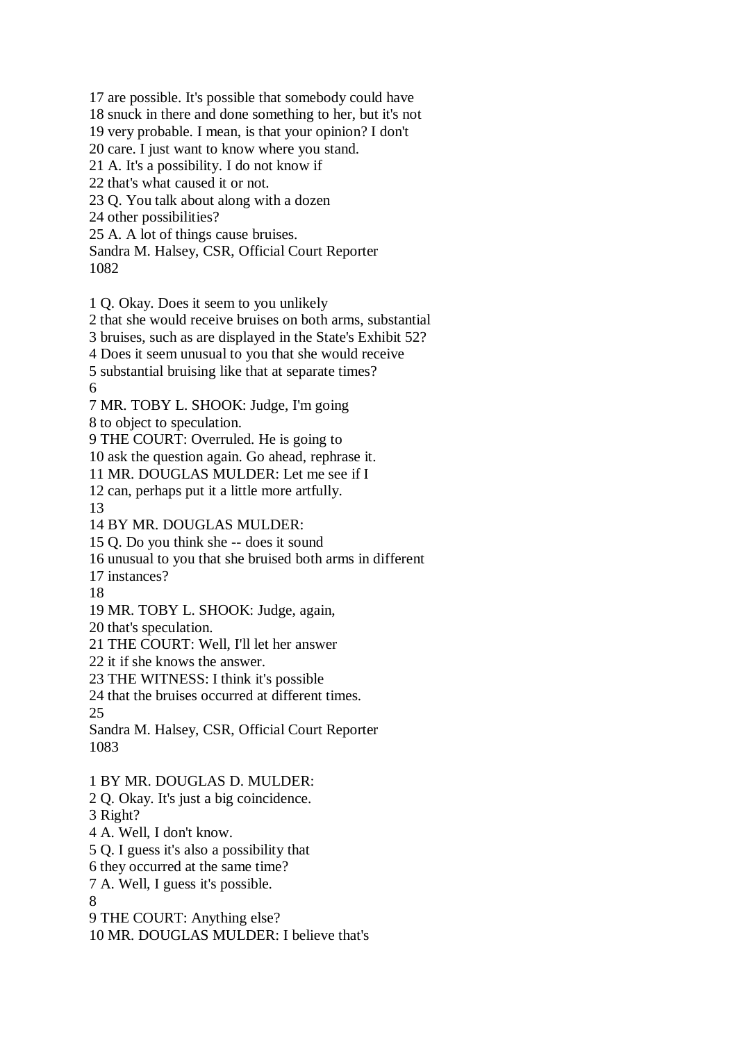17 are possible. It's possible that somebody could have
18 snuck in there and done something to her, but it's not
19 very probable. I mean, is that your opinion? I don't
20 care. I just want to know where you stand.
21 A. It's a possibility. I do not know if
22 that's what caused it or not.
23 Q. You talk about along with a dozen
24 other possibilities?
25 A. A lot of things cause bruises.

1 Q. Okay. Does it seem to you unlikely
2 that she would receive bruises on both arms, substantial
3 bruises, such as are displayed in the State's Exhibit 52?
4 Does it seem unusual to you that she would receive
5 substantial bruising like that at separate times?
6
7 MR. TOBY L. SHOOK: Judge, I'm going
8 to object to speculation.
9 THE COURT: Overruled. He is going to
10 ask the question again. Go ahead, rephrase it.
11 MR. DOUGLAS MULDER: Let me see if I
12 can, perhaps put it a little more artfully.
13
14 BY MR. DOUGLAS MULDER:
15 Q. Do you think she -- does it sound
16 unusual to you that she bruised both arms in different
17 instances?
18
19 MR. TOBY L. SHOOK: Judge, again,
20 that's speculation.
21 THE COURT: Well, I'll let her answer
22 it if she knows the answer.
23 THE WITNESS: I think it's possible
24 that the bruises occurred at different times.
25

1 BY MR. DOUGLAS D. MULDER:
2 Q. Okay. It's just a big coincidence.
3 Right?
4 A. Well, I don't know.
5 Q. I guess it's also a possibility that
6 they occurred at the same time?
7 A. Well, I guess it's possible.
8
9 THE COURT: Anything else?
10 MR. DOUGLAS MULDER: I believe that's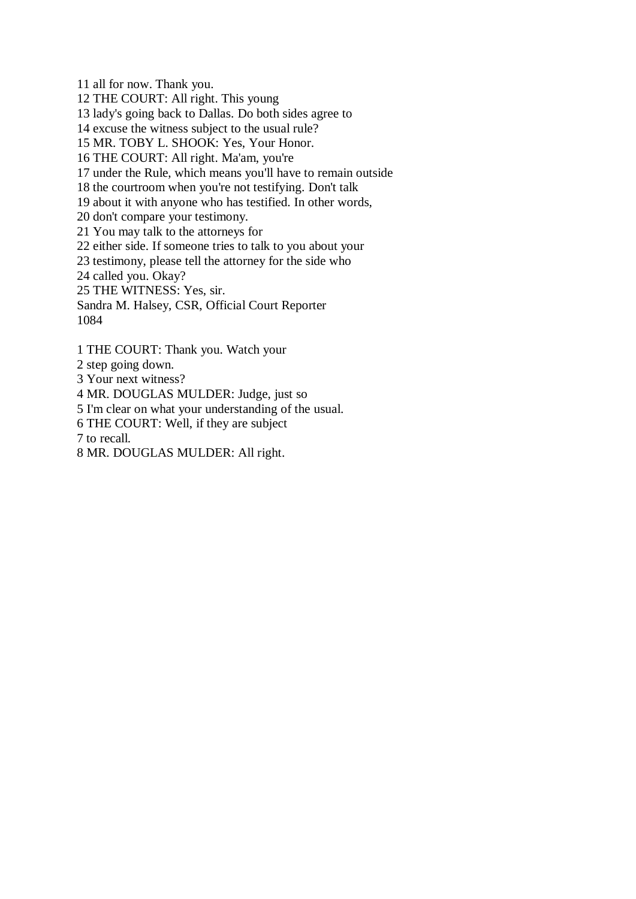11 all for now. Thank you.
12 THE COURT: All right. This young
13 lady's going back to Dallas. Do both sides agree to
14 excuse the witness subject to the usual rule?
15 MR. TOBY L. SHOOK: Yes, Your Honor.
16 THE COURT: All right. Ma'am, you're
17 under the Rule, which means you'll have to remain outside
18 the courtroom when you're not testifying. Don't talk
19 about it with anyone who has testified. In other words,
20 don't compare your testimony.
21 You may talk to the attorneys for
22 either side. If someone tries to talk to you about your
23 testimony, please tell the attorney for the side who
24 called you. Okay?
25 THE WITNESS: Yes, sir.
Sandra M. Halsey, CSR, Official Court Reporter

1 THE COURT: Thank you. Watch your
2 step going down.
3 Your next witness?
4 MR. DOUGLAS MULDER: Judge, just so
5 I'm clear on what your understanding of the usual.
6 THE COURT: Well, if they are subject
7 to recall.
8 MR. DOUGLAS MULDER: All right.